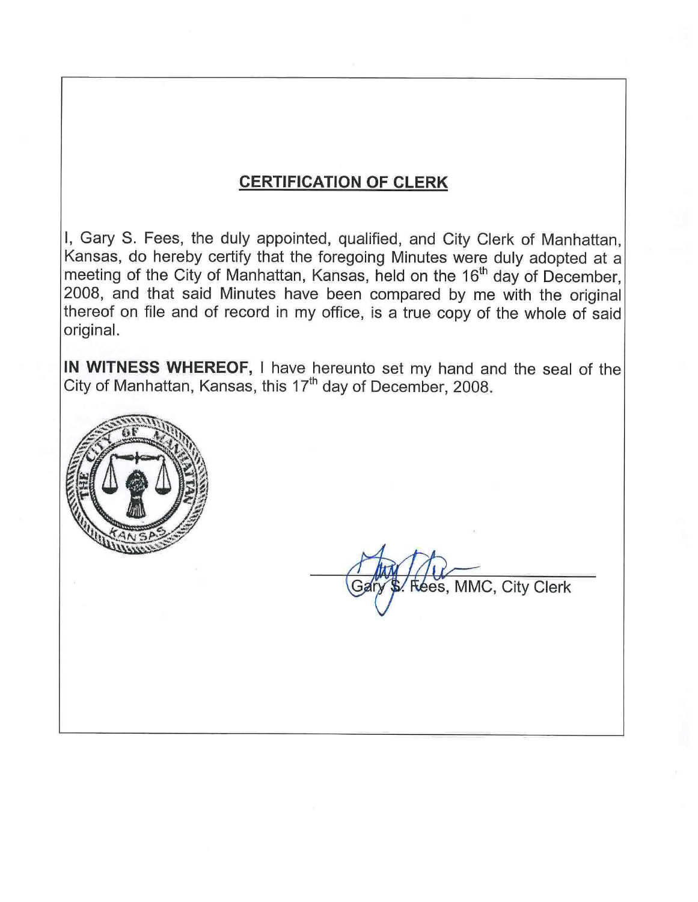## CERTIFICATION OF CLERK

I, Gary S. Fees, the duly appointed, qualified, and City Clerk of Manhattan, Kansas, do hereby certify that the foregoing Minutes were duly adopted at a meeting of the City of Manhattan, Kansas, held on the 16th day of December, 2008, and that said Minutes have been compared by me with the original thereof on file and of record in my office, is a true copy of the whole of said original.

**IN WITNESS WHEREOF,** I have hereunto set my hand and the seal of the City of Manhattan, Kansas, this 17th day of December, 2008.

THE CITY OF MANHATTAN KANSAS

Gary S. Fees, MMC, City Clerk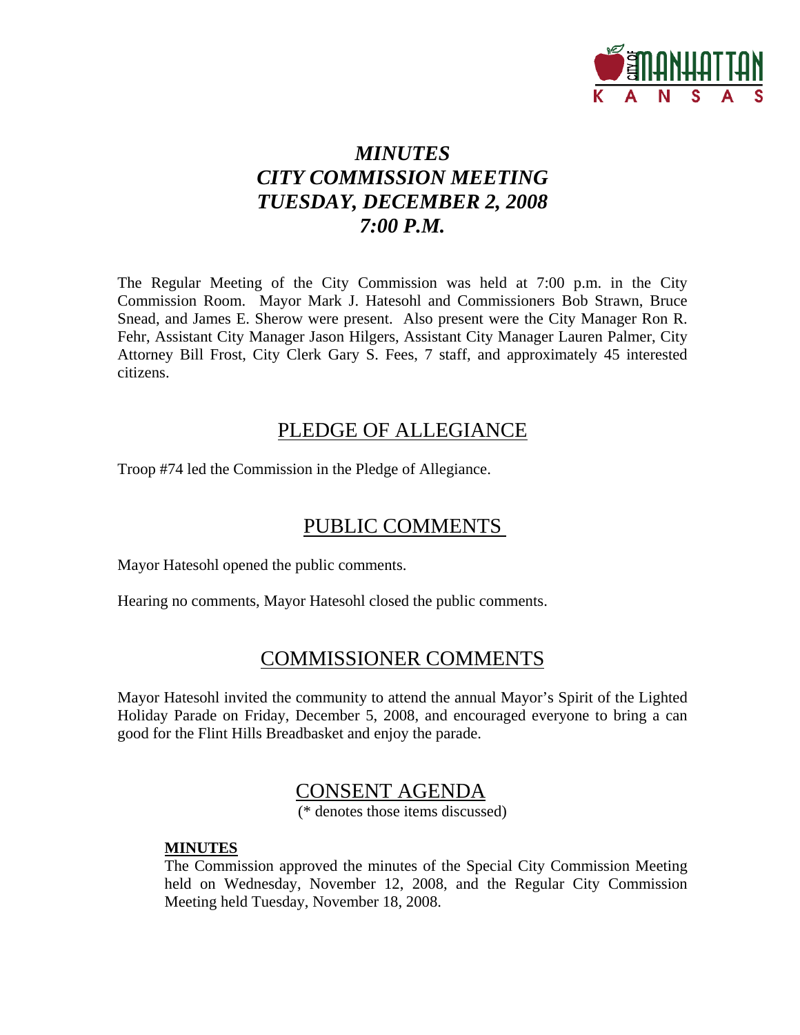# *MINUTES*
# *CITY COMMISSION MEETING*
# *TUESDAY, DECEMBER 2, 2008*
# *7:00 P.M.*

The Regular Meeting of the City Commission was held at 7:00 p.m. in the City Commission Room. Mayor Mark J. Hatesohl and Commissioners Bob Strawn, Bruce Snead, and James E. Sherow were present. Also present were the City Manager Ron R. Fehr, Assistant City Manager Jason Hilgers, Assistant City Manager Lauren Palmer, City Attorney Bill Frost, City Clerk Gary S. Fees, 7 staff, and approximately 45 interested citizens.

## PLEDGE OF ALLEGIANCE

Troop #74 led the Commission in the Pledge of Allegiance.

## PUBLIC COMMENTS

Mayor Hatesohl opened the public comments.

Hearing no comments, Mayor Hatesohl closed the public comments.

## COMMISSIONER COMMENTS

Mayor Hatesohl invited the community to attend the annual Mayor's Spirit of the Lighted Holiday Parade on Friday, December 5, 2008, and encouraged everyone to bring a can good for the Flint Hills Breadbasket and enjoy the parade.

## CONSENT AGENDA

(* denotes those items discussed)

**MINUTES**

The Commission approved the minutes of the Special City Commission Meeting held on Wednesday, November 12, 2008, and the Regular City Commission Meeting held Tuesday, November 18, 2008.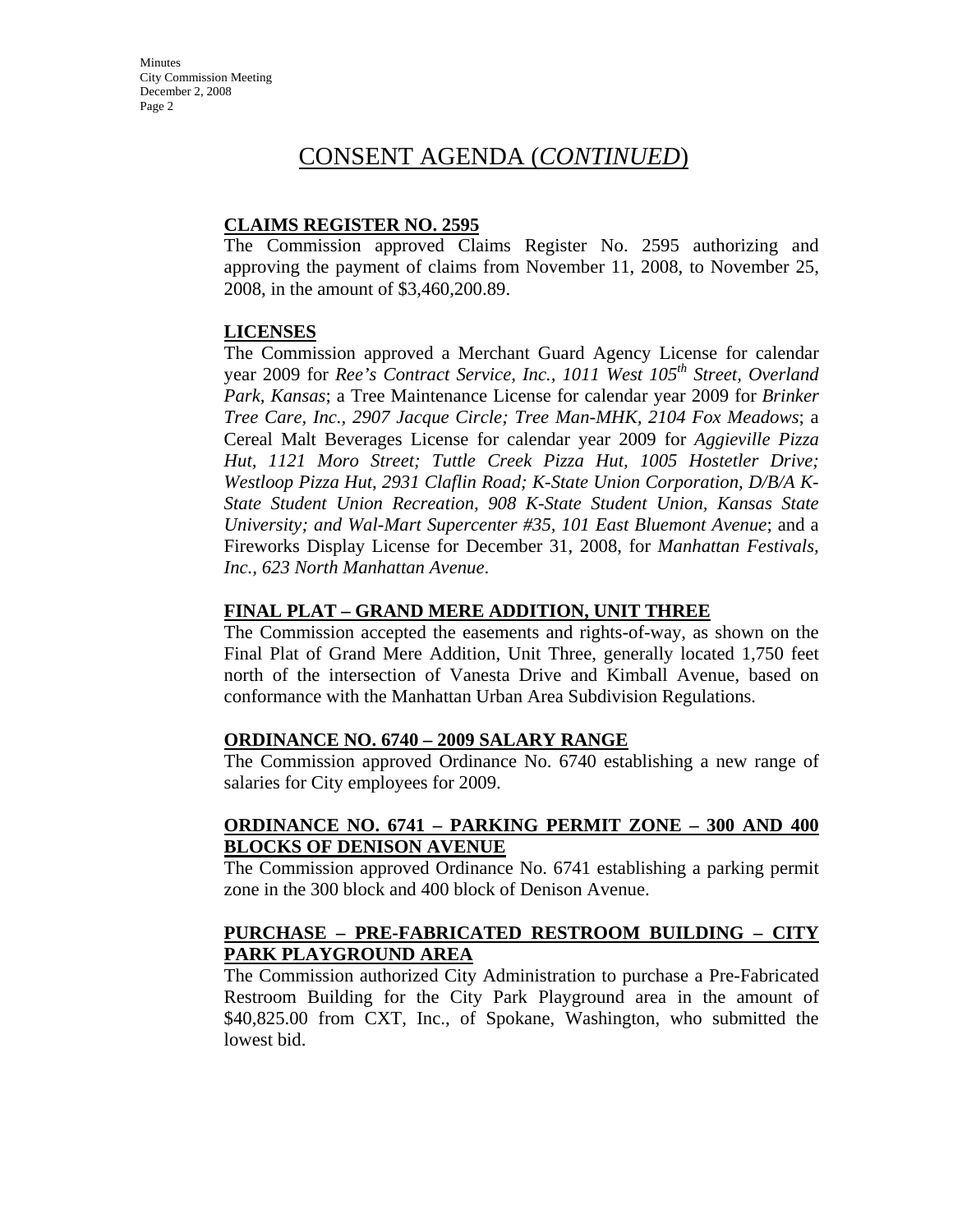# CONSENT AGENDA (*CONTINUED*)

**CLAIMS REGISTER NO. 2595**

The Commission approved Claims Register No. 2595 authorizing and approving the payment of claims from November 11, 2008, to November 25, 2008, in the amount of $3,460,200.89.

**LICENSES**

The Commission approved a Merchant Guard Agency License for calendar year 2009 for *Ree's Contract Service, Inc., 1011 West 105th Street, Overland Park, Kansas*; a Tree Maintenance License for calendar year 2009 for *Brinker Tree Care, Inc., 2907 Jacque Circle; Tree Man-MHK, 2104 Fox Meadows*; a Cereal Malt Beverages License for calendar year 2009 for *Aggieville Pizza Hut, 1121 Moro Street; Tuttle Creek Pizza Hut, 1005 Hostetler Drive; Westloop Pizza Hut, 2931 Claflin Road; K-State Union Corporation, D/B/A K-State Student Union Recreation, 908 K-State Student Union, Kansas State University; and Wal-Mart Supercenter #35, 101 East Bluemont Avenue*; and a Fireworks Display License for December 31, 2008, for *Manhattan Festivals, Inc., 623 North Manhattan Avenue*.

**FINAL PLAT – GRAND MERE ADDITION, UNIT THREE**

The Commission accepted the easements and rights-of-way, as shown on the Final Plat of Grand Mere Addition, Unit Three, generally located 1,750 feet north of the intersection of Vanesta Drive and Kimball Avenue, based on conformance with the Manhattan Urban Area Subdivision Regulations.

**ORDINANCE NO. 6740 – 2009 SALARY RANGE**

The Commission approved Ordinance No. 6740 establishing a new range of salaries for City employees for 2009.

**ORDINANCE NO. 6741 – PARKING PERMIT ZONE – 300 AND 400 BLOCKS OF DENISON AVENUE**

The Commission approved Ordinance No. 6741 establishing a parking permit zone in the 300 block and 400 block of Denison Avenue.

**PURCHASE – PRE-FABRICATED RESTROOM BUILDING – CITY PARK PLAYGROUND AREA**

The Commission authorized City Administration to purchase a Pre-Fabricated Restroom Building for the City Park Playground area in the amount of $40,825.00 from CXT, Inc., of Spokane, Washington, who submitted the lowest bid.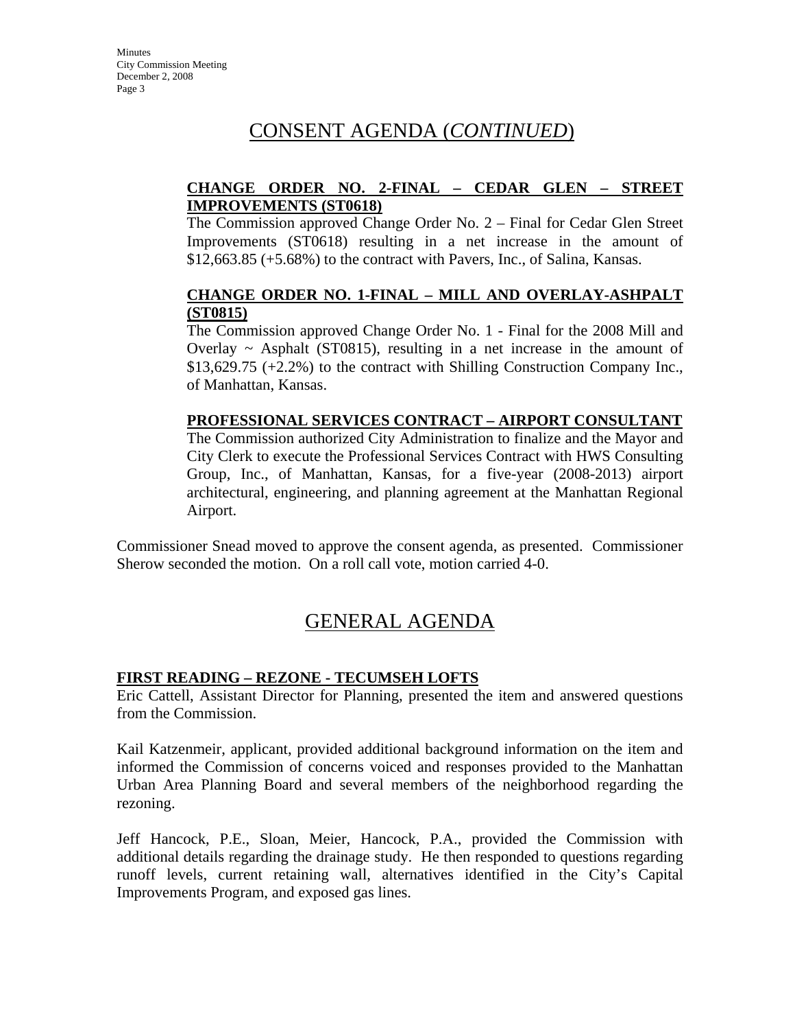# CONSENT AGENDA (*CONTINUED*)

**CHANGE ORDER NO. 2-FINAL – CEDAR GLEN – STREET IMPROVEMENTS (ST0618)**

The Commission approved Change Order No. 2 – Final for Cedar Glen Street Improvements (ST0618) resulting in a net increase in the amount of $12,663.85 (+5.68%) to the contract with Pavers, Inc., of Salina, Kansas.

**CHANGE ORDER NO. 1-FINAL – MILL AND OVERLAY-ASHPALT (ST0815)**

The Commission approved Change Order No. 1 - Final for the 2008 Mill and Overlay ~ Asphalt (ST0815), resulting in a net increase in the amount of $13,629.75 (+2.2%) to the contract with Shilling Construction Company Inc., of Manhattan, Kansas.

**PROFESSIONAL SERVICES CONTRACT – AIRPORT CONSULTANT**

The Commission authorized City Administration to finalize and the Mayor and City Clerk to execute the Professional Services Contract with HWS Consulting Group, Inc., of Manhattan, Kansas, for a five-year (2008-2013) airport architectural, engineering, and planning agreement at the Manhattan Regional Airport.

Commissioner Snead moved to approve the consent agenda, as presented. Commissioner Sherow seconded the motion. On a roll call vote, motion carried 4-0.

# GENERAL AGENDA

**FIRST READING – REZONE - TECUMSEH LOFTS**

Eric Cattell, Assistant Director for Planning, presented the item and answered questions from the Commission.

Kail Katzenmeir, applicant, provided additional background information on the item and informed the Commission of concerns voiced and responses provided to the Manhattan Urban Area Planning Board and several members of the neighborhood regarding the rezoning.

Jeff Hancock, P.E., Sloan, Meier, Hancock, P.A., provided the Commission with additional details regarding the drainage study. He then responded to questions regarding runoff levels, current retaining wall, alternatives identified in the City's Capital Improvements Program, and exposed gas lines.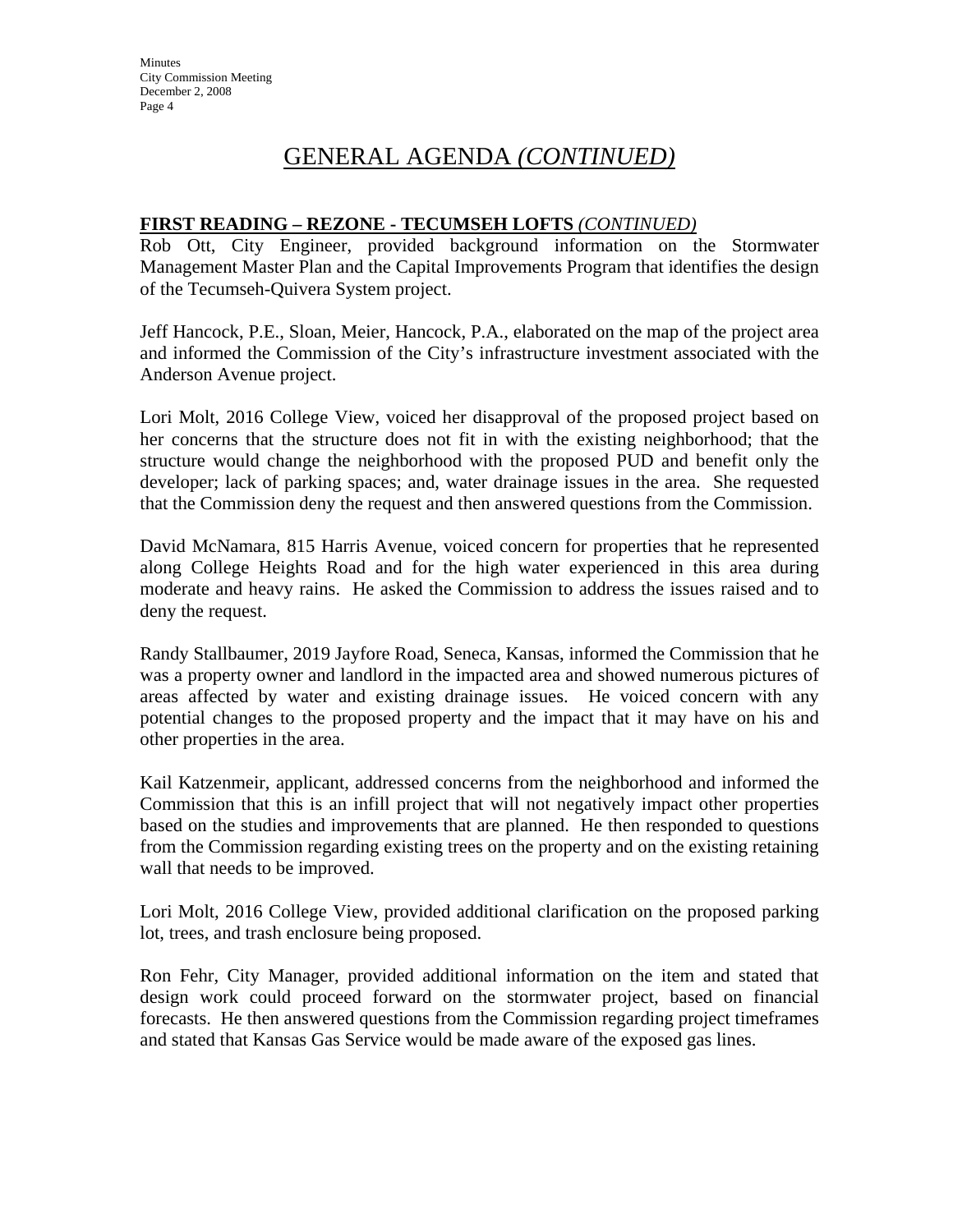# GENERAL AGENDA *(CONTINUED)*

**FIRST READING – REZONE - TECUMSEH LOFTS** *(CONTINUED)*

Rob Ott, City Engineer, provided background information on the Stormwater Management Master Plan and the Capital Improvements Program that identifies the design of the Tecumseh-Quivera System project.

Jeff Hancock, P.E., Sloan, Meier, Hancock, P.A., elaborated on the map of the project area and informed the Commission of the City's infrastructure investment associated with the Anderson Avenue project.

Lori Molt, 2016 College View, voiced her disapproval of the proposed project based on her concerns that the structure does not fit in with the existing neighborhood; that the structure would change the neighborhood with the proposed PUD and benefit only the developer; lack of parking spaces; and, water drainage issues in the area. She requested that the Commission deny the request and then answered questions from the Commission.

David McNamara, 815 Harris Avenue, voiced concern for properties that he represented along College Heights Road and for the high water experienced in this area during moderate and heavy rains. He asked the Commission to address the issues raised and to deny the request.

Randy Stallbaumer, 2019 Jayfore Road, Seneca, Kansas, informed the Commission that he was a property owner and landlord in the impacted area and showed numerous pictures of areas affected by water and existing drainage issues. He voiced concern with any potential changes to the proposed property and the impact that it may have on his and other properties in the area.

Kail Katzenmeir, applicant, addressed concerns from the neighborhood and informed the Commission that this is an infill project that will not negatively impact other properties based on the studies and improvements that are planned. He then responded to questions from the Commission regarding existing trees on the property and on the existing retaining wall that needs to be improved.

Lori Molt, 2016 College View, provided additional clarification on the proposed parking lot, trees, and trash enclosure being proposed.

Ron Fehr, City Manager, provided additional information on the item and stated that design work could proceed forward on the stormwater project, based on financial forecasts. He then answered questions from the Commission regarding project timeframes and stated that Kansas Gas Service would be made aware of the exposed gas lines.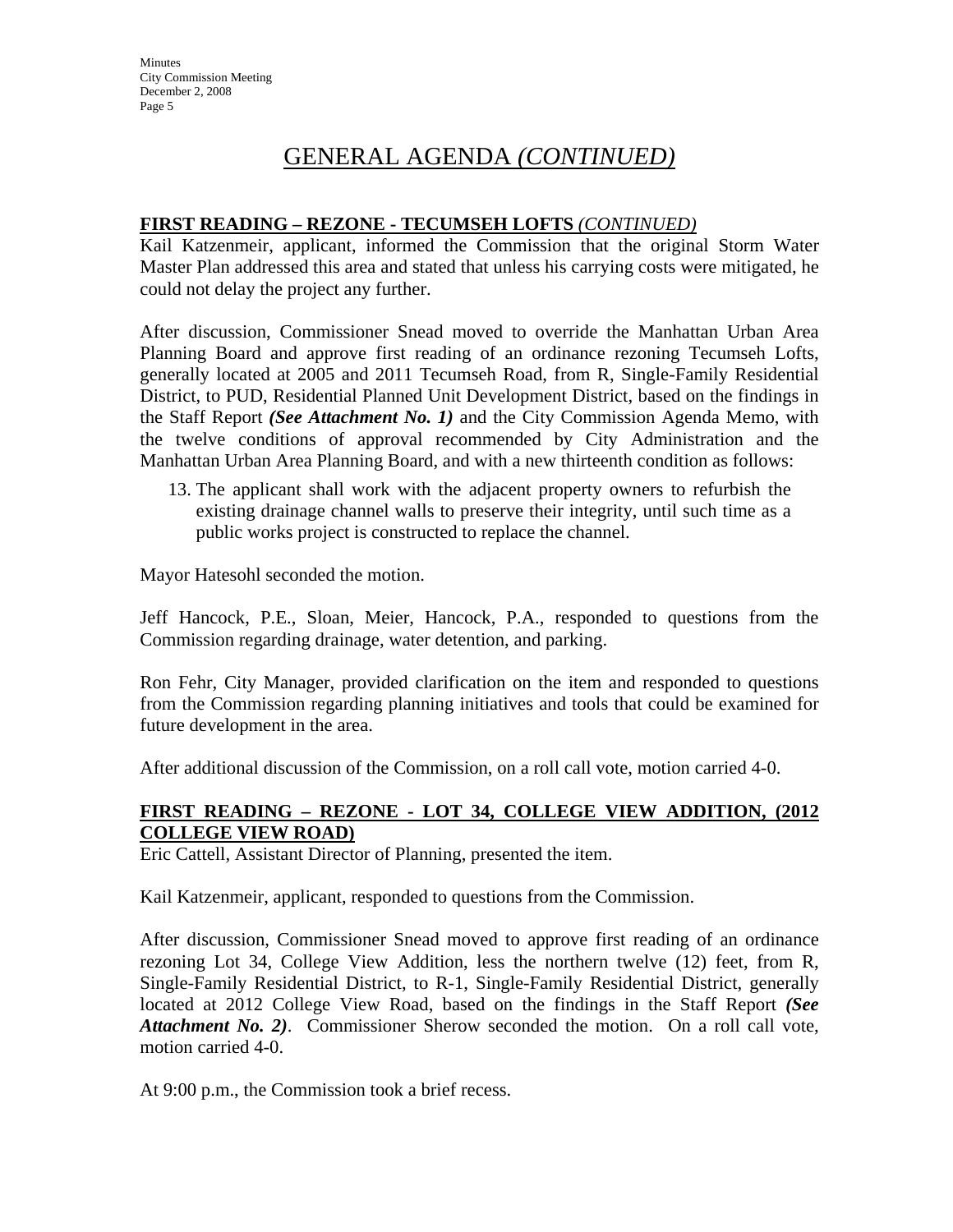# GENERAL AGENDA *(CONTINUED)*

**FIRST READING – REZONE - TECUMSEH LOFTS** *(CONTINUED)*

Kail Katzenmeir, applicant, informed the Commission that the original Storm Water Master Plan addressed this area and stated that unless his carrying costs were mitigated, he could not delay the project any further.

After discussion, Commissioner Snead moved to override the Manhattan Urban Area Planning Board and approve first reading of an ordinance rezoning Tecumseh Lofts, generally located at 2005 and 2011 Tecumseh Road, from R, Single-Family Residential District, to PUD, Residential Planned Unit Development District, based on the findings in the Staff Report ***(See Attachment No. 1)*** and the City Commission Agenda Memo, with the twelve conditions of approval recommended by City Administration and the Manhattan Urban Area Planning Board, and with a new thirteenth condition as follows:

13. The applicant shall work with the adjacent property owners to refurbish the existing drainage channel walls to preserve their integrity, until such time as a public works project is constructed to replace the channel.

Mayor Hatesohl seconded the motion.

Jeff Hancock, P.E., Sloan, Meier, Hancock, P.A., responded to questions from the Commission regarding drainage, water detention, and parking.

Ron Fehr, City Manager, provided clarification on the item and responded to questions from the Commission regarding planning initiatives and tools that could be examined for future development in the area.

After additional discussion of the Commission, on a roll call vote, motion carried 4-0.

**FIRST READING – REZONE - LOT 34, COLLEGE VIEW ADDITION, (2012 COLLEGE VIEW ROAD)**

Eric Cattell, Assistant Director of Planning, presented the item.

Kail Katzenmeir, applicant, responded to questions from the Commission.

After discussion, Commissioner Snead moved to approve first reading of an ordinance rezoning Lot 34, College View Addition, less the northern twelve (12) feet, from R, Single-Family Residential District, to R-1, Single-Family Residential District, generally located at 2012 College View Road, based on the findings in the Staff Report ***(See Attachment No. 2)***. Commissioner Sherow seconded the motion. On a roll call vote, motion carried 4-0.

At 9:00 p.m., the Commission took a brief recess.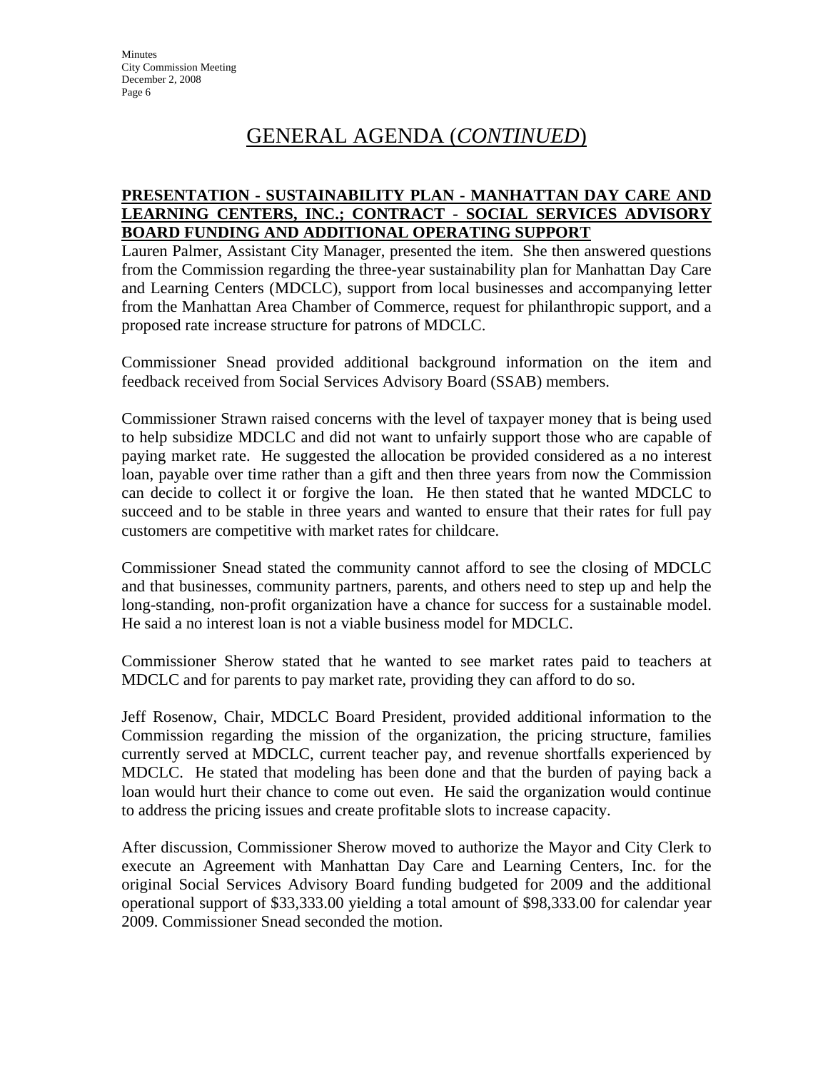# GENERAL AGENDA (*CONTINUED*)

**PRESENTATION - SUSTAINABILITY PLAN - MANHATTAN DAY CARE AND LEARNING CENTERS, INC.; CONTRACT - SOCIAL SERVICES ADVISORY BOARD FUNDING AND ADDITIONAL OPERATING SUPPORT**

Lauren Palmer, Assistant City Manager, presented the item. She then answered questions from the Commission regarding the three-year sustainability plan for Manhattan Day Care and Learning Centers (MDCLC), support from local businesses and accompanying letter from the Manhattan Area Chamber of Commerce, request for philanthropic support, and a proposed rate increase structure for patrons of MDCLC.

Commissioner Snead provided additional background information on the item and feedback received from Social Services Advisory Board (SSAB) members.

Commissioner Strawn raised concerns with the level of taxpayer money that is being used to help subsidize MDCLC and did not want to unfairly support those who are capable of paying market rate. He suggested the allocation be provided considered as a no interest loan, payable over time rather than a gift and then three years from now the Commission can decide to collect it or forgive the loan. He then stated that he wanted MDCLC to succeed and to be stable in three years and wanted to ensure that their rates for full pay customers are competitive with market rates for childcare.

Commissioner Snead stated the community cannot afford to see the closing of MDCLC and that businesses, community partners, parents, and others need to step up and help the long-standing, non-profit organization have a chance for success for a sustainable model. He said a no interest loan is not a viable business model for MDCLC.

Commissioner Sherow stated that he wanted to see market rates paid to teachers at MDCLC and for parents to pay market rate, providing they can afford to do so.

Jeff Rosenow, Chair, MDCLC Board President, provided additional information to the Commission regarding the mission of the organization, the pricing structure, families currently served at MDCLC, current teacher pay, and revenue shortfalls experienced by MDCLC. He stated that modeling has been done and that the burden of paying back a loan would hurt their chance to come out even. He said the organization would continue to address the pricing issues and create profitable slots to increase capacity.

After discussion, Commissioner Sherow moved to authorize the Mayor and City Clerk to execute an Agreement with Manhattan Day Care and Learning Centers, Inc. for the original Social Services Advisory Board funding budgeted for 2009 and the additional operational support of $33,333.00 yielding a total amount of $98,333.00 for calendar year 2009. Commissioner Snead seconded the motion.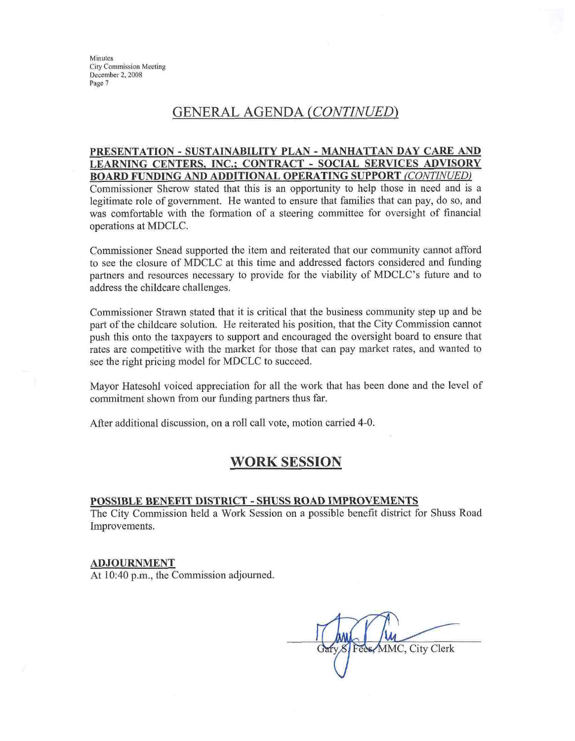## GENERAL AGENDA *(CONTINUED)*

**PRESENTATION - SUSTAINABILITY PLAN - MANHATTAN DAY CARE AND LEARNING CENTERS, INC.; CONTRACT - SOCIAL SERVICES ADVISORY BOARD FUNDING AND ADDITIONAL OPERATING SUPPORT *(CONTINUED)***

Commissioner Sherow stated that this is an opportunity to help those in need and is a legitimate role of government. He wanted to ensure that families that can pay, do so, and was comfortable with the formation of a steering committee for oversight of financial operations at MDCLC.

Commissioner Snead supported the item and reiterated that our community cannot afford to see the closure of MDCLC at this time and addressed factors considered and funding partners and resources necessary to provide for the viability of MDCLC's future and to address the childcare challenges.

Commissioner Strawn stated that it is critical that the business community step up and be part of the childcare solution. He reiterated his position, that the City Commission cannot push this onto the taxpayers to support and encouraged the oversight board to ensure that rates are competitive with the market for those that can pay market rates, and wanted to see the right pricing model for MDCLC to succeed.

Mayor Hatesohl voiced appreciation for all the work that has been done and the level of commitment shown from our funding partners thus far.

After additional discussion, on a roll call vote, motion carried 4-0.

## WORK SESSION

**POSSIBLE BENEFIT DISTRICT - SHUSS ROAD IMPROVEMENTS**

The City Commission held a Work Session on a possible benefit district for Shuss Road Improvements.

**ADJOURNMENT**

At 10:40 p.m., the Commission adjourned.

Gary S. Fees, MMC, City Clerk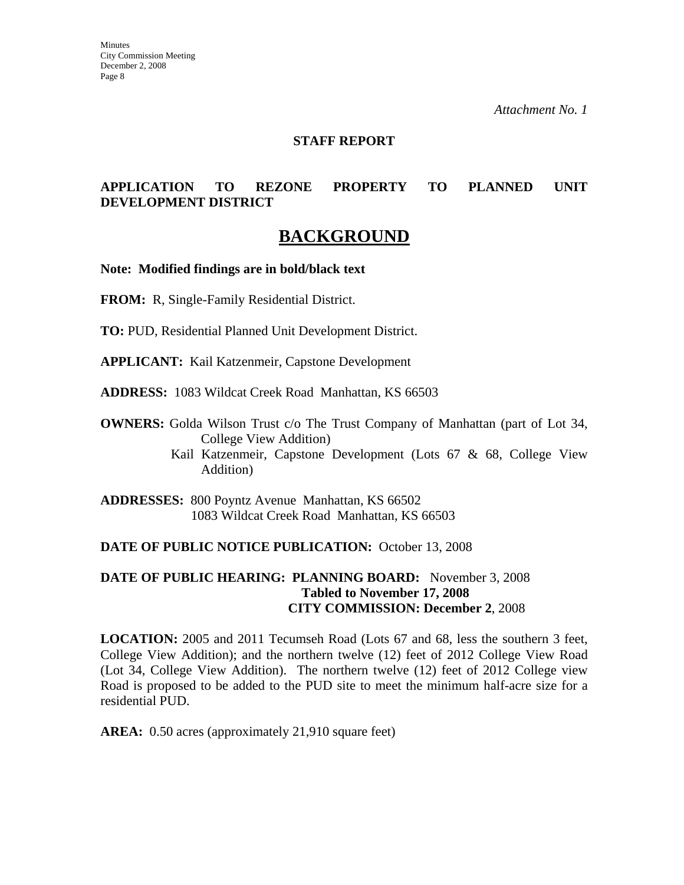*Attachment No. 1*

**STAFF REPORT**

**APPLICATION TO REZONE PROPERTY TO PLANNED UNIT DEVELOPMENT DISTRICT**

# BACKGROUND

**Note: Modified findings are in bold/black text**

**FROM:** R, Single-Family Residential District.

**TO:** PUD, Residential Planned Unit Development District.

**APPLICANT:** Kail Katzenmeir, Capstone Development

**ADDRESS:** 1083 Wildcat Creek Road Manhattan, KS 66503

**OWNERS:** Golda Wilson Trust c/o The Trust Company of Manhattan (part of Lot 34, College View Addition)
Kail Katzenmeir, Capstone Development (Lots 67 & 68, College View Addition)

**ADDRESSES:** 800 Poyntz Avenue Manhattan, KS 66502
1083 Wildcat Creek Road Manhattan, KS 66503

**DATE OF PUBLIC NOTICE PUBLICATION:** October 13, 2008

**DATE OF PUBLIC HEARING: PLANNING BOARD:** November 3, 2008
**Tabled to November 17, 2008**
**CITY COMMISSION: December 2**, 2008

**LOCATION:** 2005 and 2011 Tecumseh Road (Lots 67 and 68, less the southern 3 feet, College View Addition); and the northern twelve (12) feet of 2012 College View Road (Lot 34, College View Addition). The northern twelve (12) feet of 2012 College view Road is proposed to be added to the PUD site to meet the minimum half-acre size for a residential PUD.

**AREA:** 0.50 acres (approximately 21,910 square feet)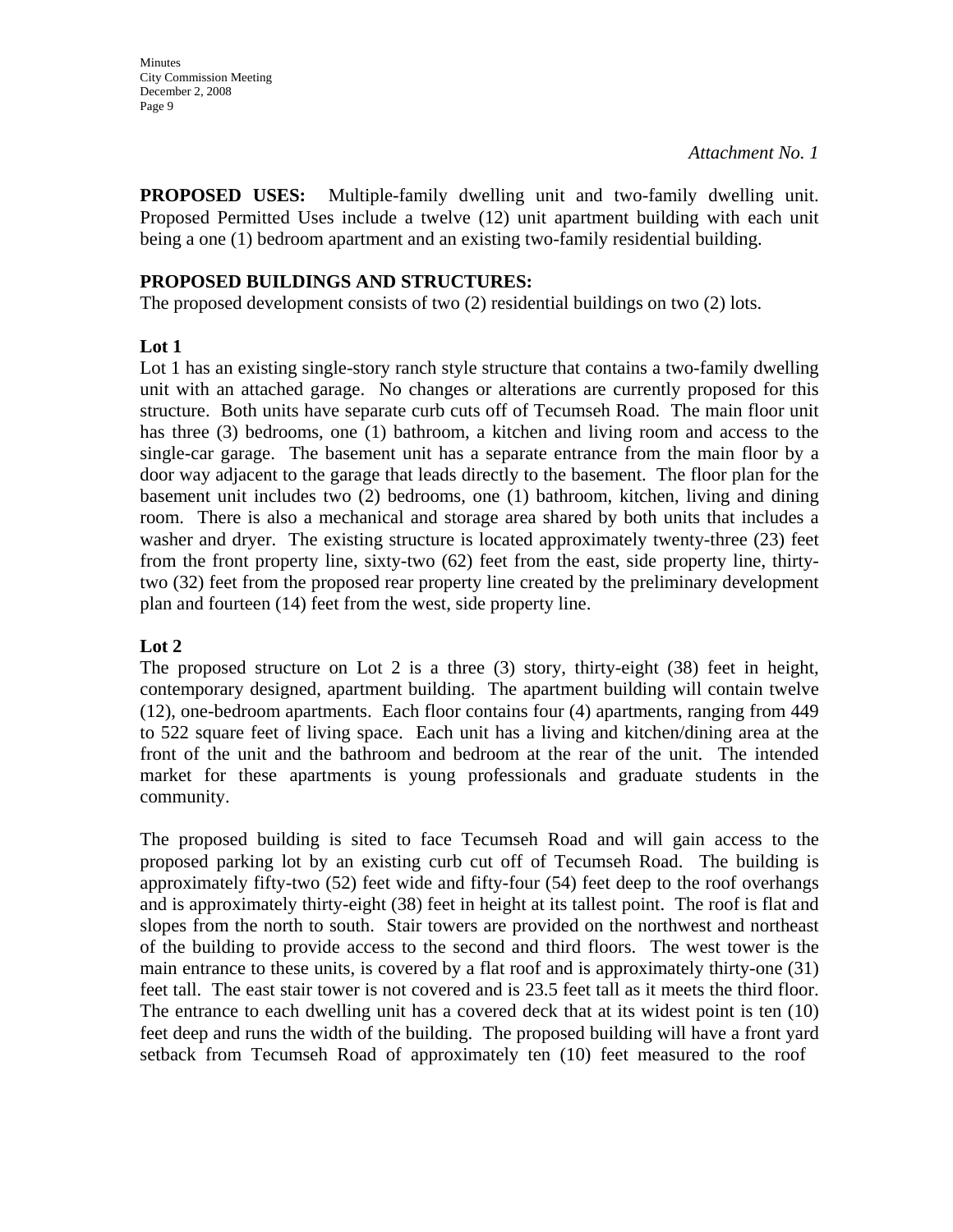*Attachment No. 1*

**PROPOSED USES:** Multiple-family dwelling unit and two-family dwelling unit. Proposed Permitted Uses include a twelve (12) unit apartment building with each unit being a one (1) bedroom apartment and an existing two-family residential building.

**PROPOSED BUILDINGS AND STRUCTURES:**
The proposed development consists of two (2) residential buildings on two (2) lots.

**Lot 1**
Lot 1 has an existing single-story ranch style structure that contains a two-family dwelling unit with an attached garage. No changes or alterations are currently proposed for this structure. Both units have separate curb cuts off of Tecumseh Road. The main floor unit has three (3) bedrooms, one (1) bathroom, a kitchen and living room and access to the single-car garage. The basement unit has a separate entrance from the main floor by a door way adjacent to the garage that leads directly to the basement. The floor plan for the basement unit includes two (2) bedrooms, one (1) bathroom, kitchen, living and dining room. There is also a mechanical and storage area shared by both units that includes a washer and dryer. The existing structure is located approximately twenty-three (23) feet from the front property line, sixty-two (62) feet from the east, side property line, thirty-two (32) feet from the proposed rear property line created by the preliminary development plan and fourteen (14) feet from the west, side property line.

**Lot 2**
The proposed structure on Lot 2 is a three (3) story, thirty-eight (38) feet in height, contemporary designed, apartment building. The apartment building will contain twelve (12), one-bedroom apartments. Each floor contains four (4) apartments, ranging from 449 to 522 square feet of living space. Each unit has a living and kitchen/dining area at the front of the unit and the bathroom and bedroom at the rear of the unit. The intended market for these apartments is young professionals and graduate students in the community.

The proposed building is sited to face Tecumseh Road and will gain access to the proposed parking lot by an existing curb cut off of Tecumseh Road. The building is approximately fifty-two (52) feet wide and fifty-four (54) feet deep to the roof overhangs and is approximately thirty-eight (38) feet in height at its tallest point. The roof is flat and slopes from the north to south. Stair towers are provided on the northwest and northeast of the building to provide access to the second and third floors. The west tower is the main entrance to these units, is covered by a flat roof and is approximately thirty-one (31) feet tall. The east stair tower is not covered and is 23.5 feet tall as it meets the third floor. The entrance to each dwelling unit has a covered deck that at its widest point is ten (10) feet deep and runs the width of the building. The proposed building will have a front yard setback from Tecumseh Road of approximately ten (10) feet measured to the roof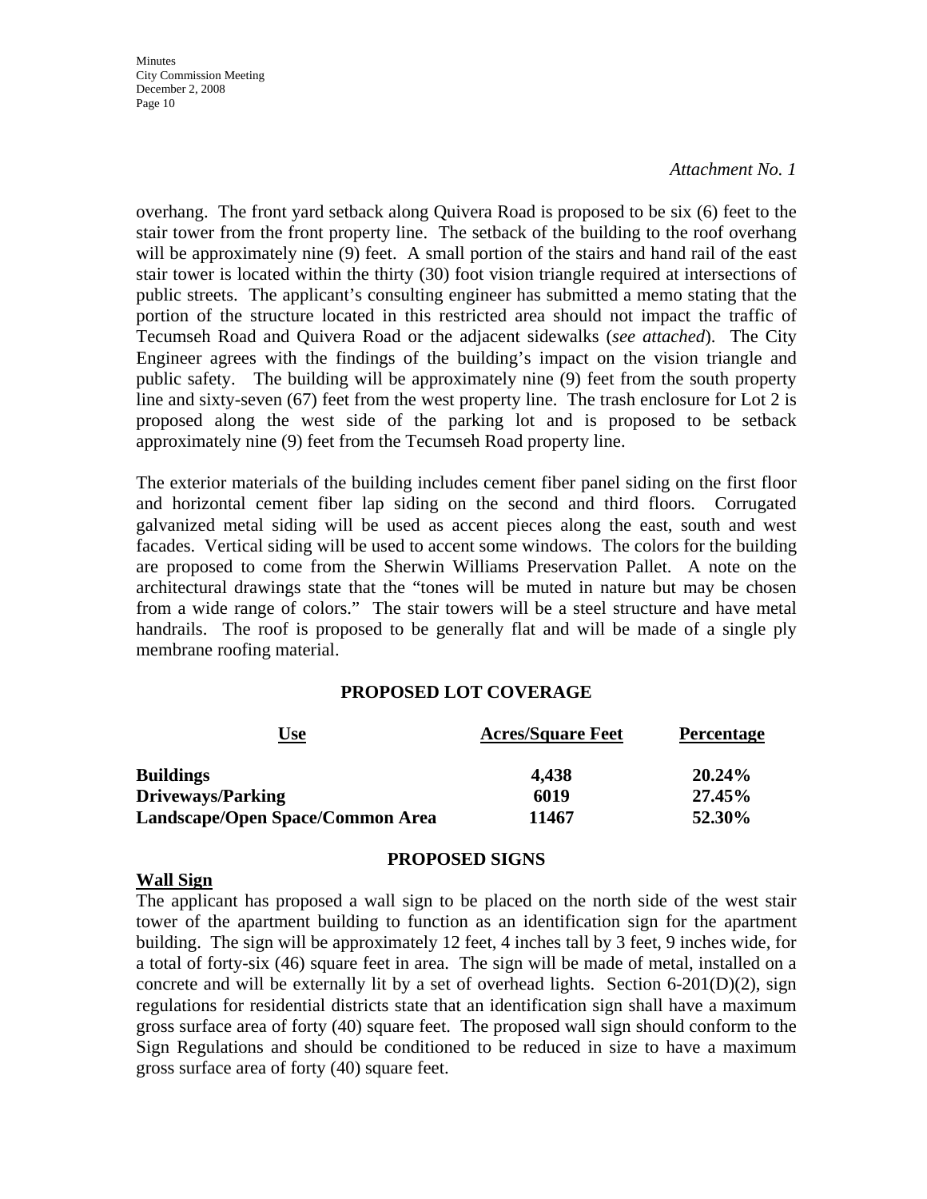*Attachment No. 1*

overhang. The front yard setback along Quivera Road is proposed to be six (6) feet to the stair tower from the front property line. The setback of the building to the roof overhang will be approximately nine (9) feet. A small portion of the stairs and hand rail of the east stair tower is located within the thirty (30) foot vision triangle required at intersections of public streets. The applicant's consulting engineer has submitted a memo stating that the portion of the structure located in this restricted area should not impact the traffic of Tecumseh Road and Quivera Road or the adjacent sidewalks (*see attached*). The City Engineer agrees with the findings of the building's impact on the vision triangle and public safety. The building will be approximately nine (9) feet from the south property line and sixty-seven (67) feet from the west property line. The trash enclosure for Lot 2 is proposed along the west side of the parking lot and is proposed to be setback approximately nine (9) feet from the Tecumseh Road property line.

The exterior materials of the building includes cement fiber panel siding on the first floor and horizontal cement fiber lap siding on the second and third floors. Corrugated galvanized metal siding will be used as accent pieces along the east, south and west facades. Vertical siding will be used to accent some windows. The colors for the building are proposed to come from the Sherwin Williams Preservation Pallet. A note on the architectural drawings state that the "tones will be muted in nature but may be chosen from a wide range of colors." The stair towers will be a steel structure and have metal handrails. The roof is proposed to be generally flat and will be made of a single ply membrane roofing material.

**PROPOSED LOT COVERAGE**

| Use | Acres/Square Feet | Percentage |
|---|---|---|
| **Buildings** | **4,438** | **20.24%** |
| **Driveways/Parking** | **6019** | **27.45%** |
| **Landscape/Open Space/Common Area** | **11467** | **52.30%** |

**PROPOSED SIGNS**

**Wall Sign**

The applicant has proposed a wall sign to be placed on the north side of the west stair tower of the apartment building to function as an identification sign for the apartment building. The sign will be approximately 12 feet, 4 inches tall by 3 feet, 9 inches wide, for a total of forty-six (46) square feet in area. The sign will be made of metal, installed on a concrete and will be externally lit by a set of overhead lights. Section 6-201(D)(2), sign regulations for residential districts state that an identification sign shall have a maximum gross surface area of forty (40) square feet. The proposed wall sign should conform to the Sign Regulations and should be conditioned to be reduced in size to have a maximum gross surface area of forty (40) square feet.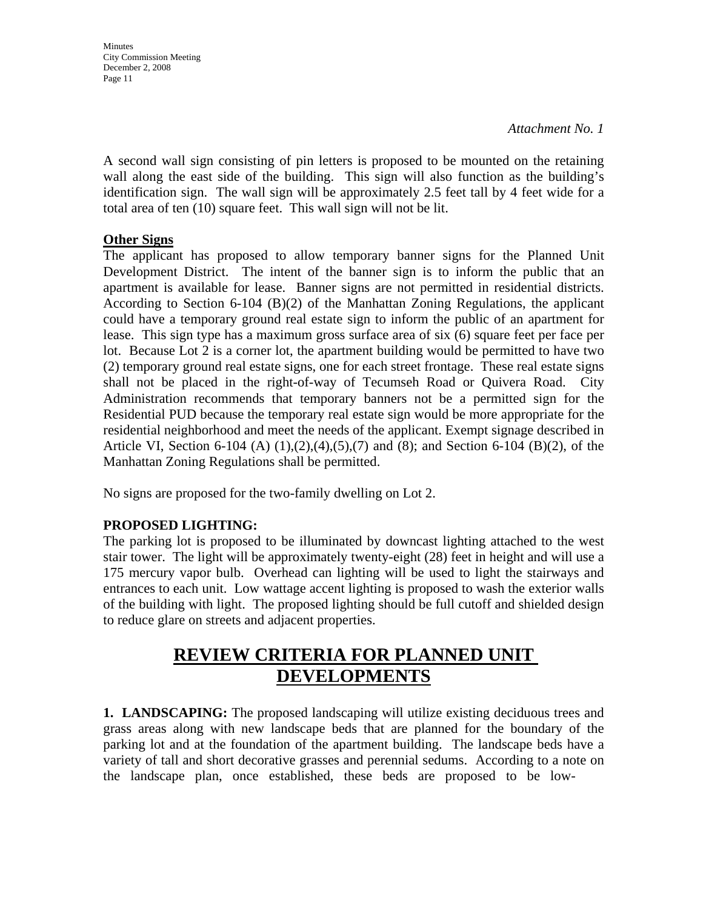*Attachment No. 1*

A second wall sign consisting of pin letters is proposed to be mounted on the retaining wall along the east side of the building. This sign will also function as the building's identification sign. The wall sign will be approximately 2.5 feet tall by 4 feet wide for a total area of ten (10) square feet. This wall sign will not be lit.

**Other Signs**

The applicant has proposed to allow temporary banner signs for the Planned Unit Development District. The intent of the banner sign is to inform the public that an apartment is available for lease. Banner signs are not permitted in residential districts. According to Section 6-104 (B)(2) of the Manhattan Zoning Regulations, the applicant could have a temporary ground real estate sign to inform the public of an apartment for lease. This sign type has a maximum gross surface area of six (6) square feet per face per lot. Because Lot 2 is a corner lot, the apartment building would be permitted to have two (2) temporary ground real estate signs, one for each street frontage. These real estate signs shall not be placed in the right-of-way of Tecumseh Road or Quivera Road. City Administration recommends that temporary banners not be a permitted sign for the Residential PUD because the temporary real estate sign would be more appropriate for the residential neighborhood and meet the needs of the applicant. Exempt signage described in Article VI, Section 6-104 (A) (1),(2),(4),(5),(7) and (8); and Section 6-104 (B)(2), of the Manhattan Zoning Regulations shall be permitted.

No signs are proposed for the two-family dwelling on Lot 2.

**PROPOSED LIGHTING:**

The parking lot is proposed to be illuminated by downcast lighting attached to the west stair tower. The light will be approximately twenty-eight (28) feet in height and will use a 175 mercury vapor bulb. Overhead can lighting will be used to light the stairways and entrances to each unit. Low wattage accent lighting is proposed to wash the exterior walls of the building with light. The proposed lighting should be full cutoff and shielded design to reduce glare on streets and adjacent properties.

# REVIEW CRITERIA FOR PLANNED UNIT DEVELOPMENTS

**1. LANDSCAPING:** The proposed landscaping will utilize existing deciduous trees and grass areas along with new landscape beds that are planned for the boundary of the parking lot and at the foundation of the apartment building. The landscape beds have a variety of tall and short decorative grasses and perennial sedums. According to a note on the landscape plan, once established, these beds are proposed to be low-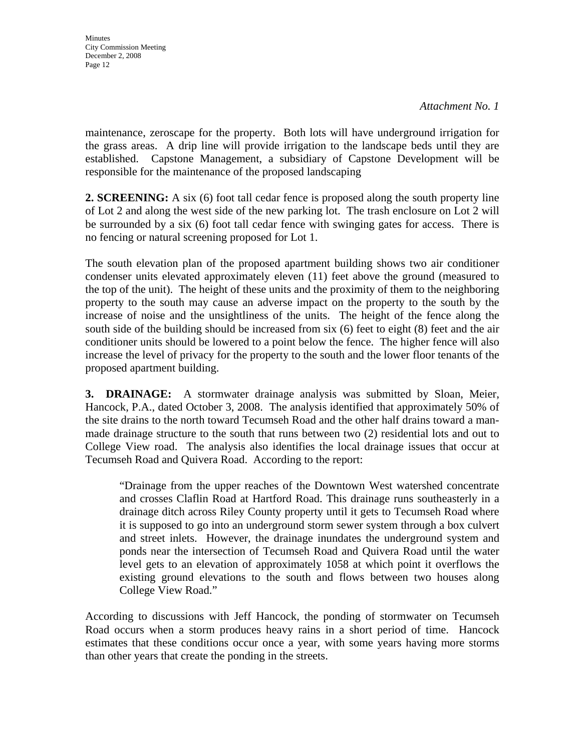*Attachment No. 1*

maintenance, zeroscape for the property. Both lots will have underground irrigation for the grass areas. A drip line will provide irrigation to the landscape beds until they are established. Capstone Management, a subsidiary of Capstone Development will be responsible for the maintenance of the proposed landscaping

**2. SCREENING:** A six (6) foot tall cedar fence is proposed along the south property line of Lot 2 and along the west side of the new parking lot. The trash enclosure on Lot 2 will be surrounded by a six (6) foot tall cedar fence with swinging gates for access. There is no fencing or natural screening proposed for Lot 1.

The south elevation plan of the proposed apartment building shows two air conditioner condenser units elevated approximately eleven (11) feet above the ground (measured to the top of the unit). The height of these units and the proximity of them to the neighboring property to the south may cause an adverse impact on the property to the south by the increase of noise and the unsightliness of the units. The height of the fence along the south side of the building should be increased from six (6) feet to eight (8) feet and the air conditioner units should be lowered to a point below the fence. The higher fence will also increase the level of privacy for the property to the south and the lower floor tenants of the proposed apartment building.

**3. DRAINAGE:** A stormwater drainage analysis was submitted by Sloan, Meier, Hancock, P.A., dated October 3, 2008. The analysis identified that approximately 50% of the site drains to the north toward Tecumseh Road and the other half drains toward a man-made drainage structure to the south that runs between two (2) residential lots and out to College View road. The analysis also identifies the local drainage issues that occur at Tecumseh Road and Quivera Road. According to the report:

> "Drainage from the upper reaches of the Downtown West watershed concentrate and crosses Claflin Road at Hartford Road. This drainage runs southeasterly in a drainage ditch across Riley County property until it gets to Tecumseh Road where it is supposed to go into an underground storm sewer system through a box culvert and street inlets. However, the drainage inundates the underground system and ponds near the intersection of Tecumseh Road and Quivera Road until the water level gets to an elevation of approximately 1058 at which point it overflows the existing ground elevations to the south and flows between two houses along College View Road."

According to discussions with Jeff Hancock, the ponding of stormwater on Tecumseh Road occurs when a storm produces heavy rains in a short period of time. Hancock estimates that these conditions occur once a year, with some years having more storms than other years that create the ponding in the streets.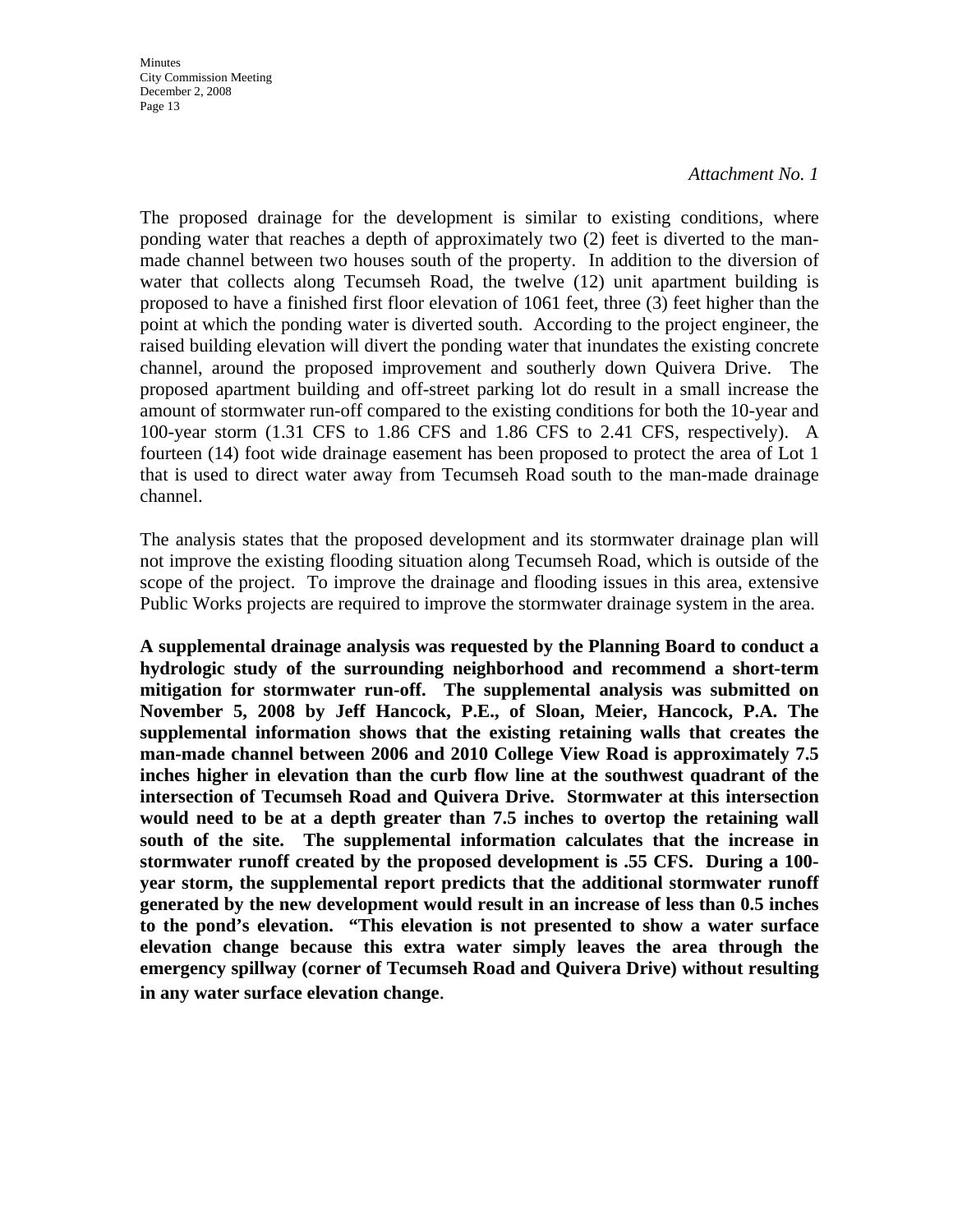*Attachment No. 1*

The proposed drainage for the development is similar to existing conditions, where ponding water that reaches a depth of approximately two (2) feet is diverted to the man-made channel between two houses south of the property. In addition to the diversion of water that collects along Tecumseh Road, the twelve (12) unit apartment building is proposed to have a finished first floor elevation of 1061 feet, three (3) feet higher than the point at which the ponding water is diverted south. According to the project engineer, the raised building elevation will divert the ponding water that inundates the existing concrete channel, around the proposed improvement and southerly down Quivera Drive. The proposed apartment building and off-street parking lot do result in a small increase the amount of stormwater run-off compared to the existing conditions for both the 10-year and 100-year storm (1.31 CFS to 1.86 CFS and 1.86 CFS to 2.41 CFS, respectively). A fourteen (14) foot wide drainage easement has been proposed to protect the area of Lot 1 that is used to direct water away from Tecumseh Road south to the man-made drainage channel.

The analysis states that the proposed development and its stormwater drainage plan will not improve the existing flooding situation along Tecumseh Road, which is outside of the scope of the project. To improve the drainage and flooding issues in this area, extensive Public Works projects are required to improve the stormwater drainage system in the area.

**A supplemental drainage analysis was requested by the Planning Board to conduct a hydrologic study of the surrounding neighborhood and recommend a short-term mitigation for stormwater run-off. The supplemental analysis was submitted on November 5, 2008 by Jeff Hancock, P.E., of Sloan, Meier, Hancock, P.A. The supplemental information shows that the existing retaining walls that creates the man-made channel between 2006 and 2010 College View Road is approximately 7.5 inches higher in elevation than the curb flow line at the southwest quadrant of the intersection of Tecumseh Road and Quivera Drive. Stormwater at this intersection would need to be at a depth greater than 7.5 inches to overtop the retaining wall south of the site. The supplemental information calculates that the increase in stormwater runoff created by the proposed development is .55 CFS. During a 100-year storm, the supplemental report predicts that the additional stormwater runoff generated by the new development would result in an increase of less than 0.5 inches to the pond's elevation. "This elevation is not presented to show a water surface elevation change because this extra water simply leaves the area through the emergency spillway (corner of Tecumseh Road and Quivera Drive) without resulting in any water surface elevation change**.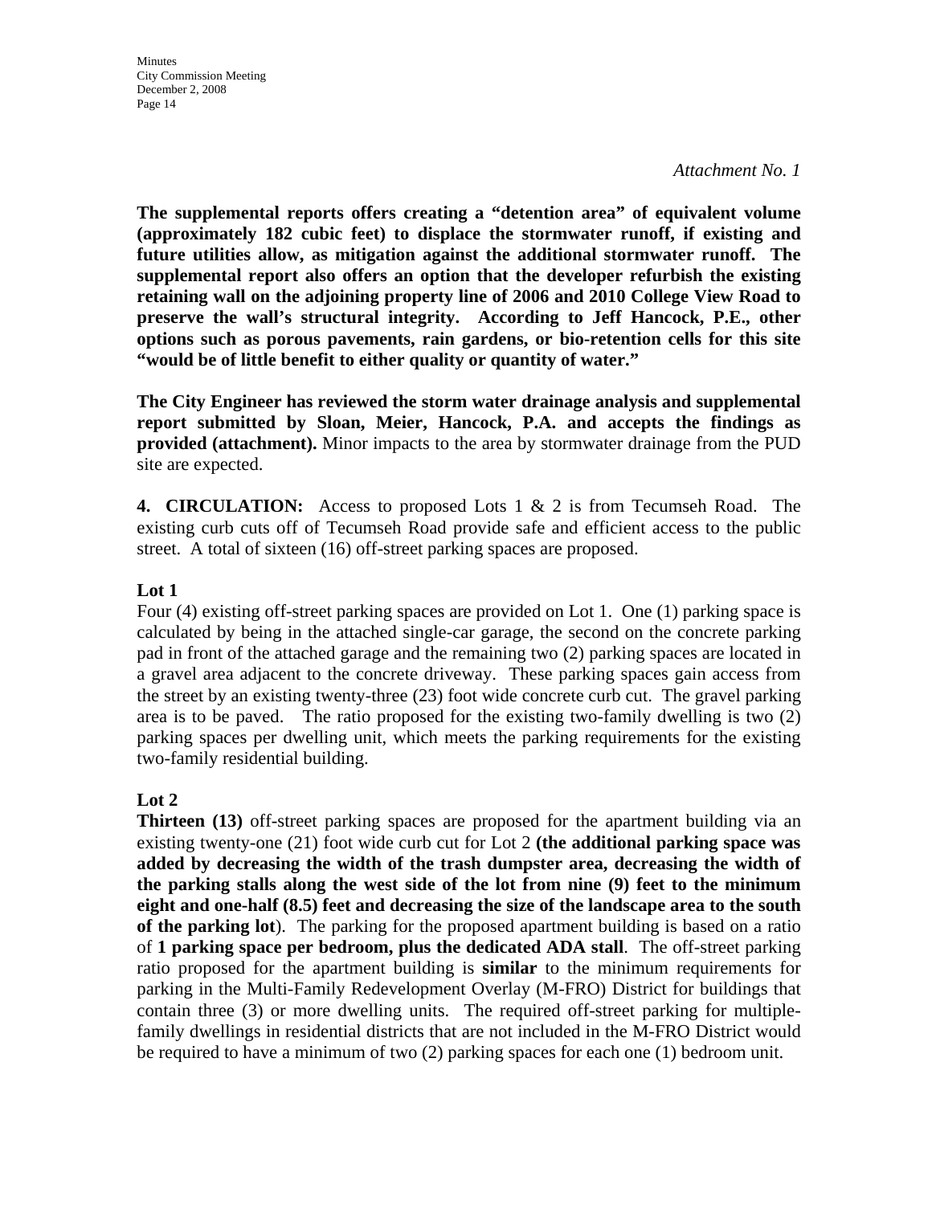*Attachment No. 1*

**The supplemental reports offers creating a "detention area" of equivalent volume (approximately 182 cubic feet) to displace the stormwater runoff, if existing and future utilities allow, as mitigation against the additional stormwater runoff. The supplemental report also offers an option that the developer refurbish the existing retaining wall on the adjoining property line of 2006 and 2010 College View Road to preserve the wall's structural integrity. According to Jeff Hancock, P.E., other options such as porous pavements, rain gardens, or bio-retention cells for this site "would be of little benefit to either quality or quantity of water."**

**The City Engineer has reviewed the storm water drainage analysis and supplemental report submitted by Sloan, Meier, Hancock, P.A. and accepts the findings as provided (attachment).** Minor impacts to the area by stormwater drainage from the PUD site are expected.

**4. CIRCULATION:** Access to proposed Lots 1 & 2 is from Tecumseh Road. The existing curb cuts off of Tecumseh Road provide safe and efficient access to the public street. A total of sixteen (16) off-street parking spaces are proposed.

**Lot 1**

Four (4) existing off-street parking spaces are provided on Lot 1. One (1) parking space is calculated by being in the attached single-car garage, the second on the concrete parking pad in front of the attached garage and the remaining two (2) parking spaces are located in a gravel area adjacent to the concrete driveway. These parking spaces gain access from the street by an existing twenty-three (23) foot wide concrete curb cut. The gravel parking area is to be paved. The ratio proposed for the existing two-family dwelling is two (2) parking spaces per dwelling unit, which meets the parking requirements for the existing two-family residential building.

**Lot 2**

**Thirteen (13)** off-street parking spaces are proposed for the apartment building via an existing twenty-one (21) foot wide curb cut for Lot 2 **(the additional parking space was added by decreasing the width of the trash dumpster area, decreasing the width of the parking stalls along the west side of the lot from nine (9) feet to the minimum eight and one-half (8.5) feet and decreasing the size of the landscape area to the south of the parking lot**). The parking for the proposed apartment building is based on a ratio of **1 parking space per bedroom, plus the dedicated ADA stall**. The off-street parking ratio proposed for the apartment building is **similar** to the minimum requirements for parking in the Multi-Family Redevelopment Overlay (M-FRO) District for buildings that contain three (3) or more dwelling units. The required off-street parking for multiple-family dwellings in residential districts that are not included in the M-FRO District would be required to have a minimum of two (2) parking spaces for each one (1) bedroom unit.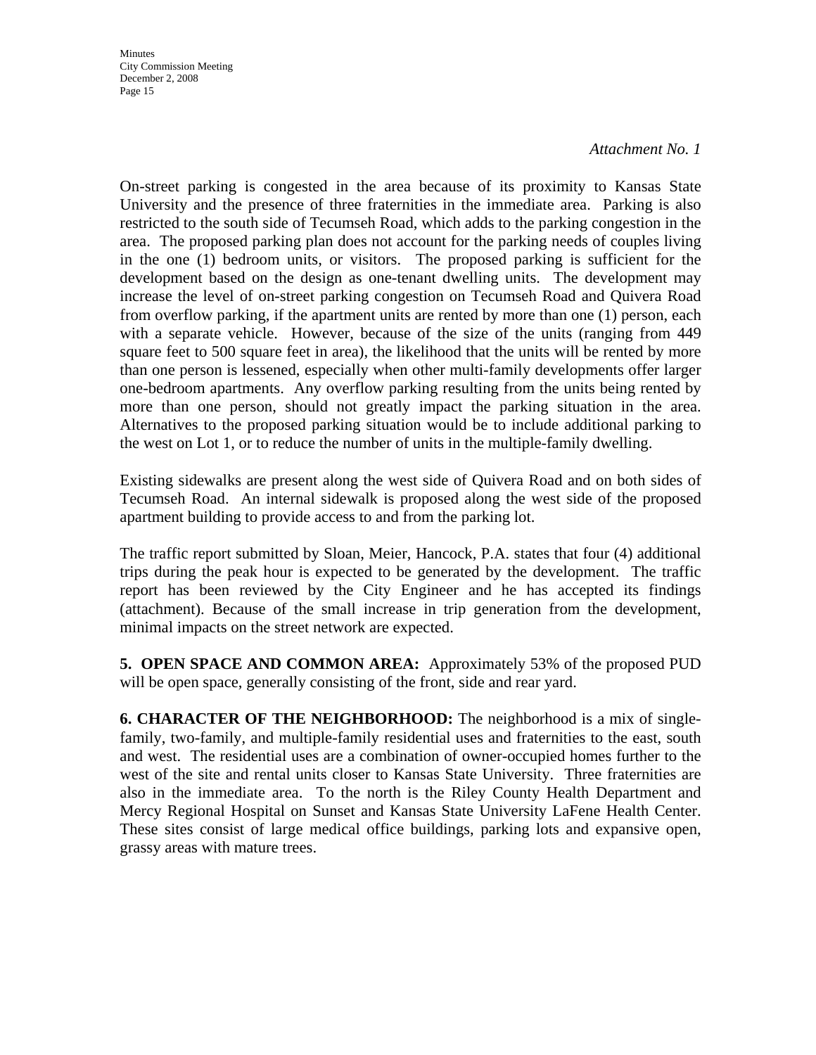*Attachment No. 1*

On-street parking is congested in the area because of its proximity to Kansas State University and the presence of three fraternities in the immediate area. Parking is also restricted to the south side of Tecumseh Road, which adds to the parking congestion in the area. The proposed parking plan does not account for the parking needs of couples living in the one (1) bedroom units, or visitors. The proposed parking is sufficient for the development based on the design as one-tenant dwelling units. The development may increase the level of on-street parking congestion on Tecumseh Road and Quivera Road from overflow parking, if the apartment units are rented by more than one (1) person, each with a separate vehicle. However, because of the size of the units (ranging from 449 square feet to 500 square feet in area), the likelihood that the units will be rented by more than one person is lessened, especially when other multi-family developments offer larger one-bedroom apartments. Any overflow parking resulting from the units being rented by more than one person, should not greatly impact the parking situation in the area. Alternatives to the proposed parking situation would be to include additional parking to the west on Lot 1, or to reduce the number of units in the multiple-family dwelling.

Existing sidewalks are present along the west side of Quivera Road and on both sides of Tecumseh Road. An internal sidewalk is proposed along the west side of the proposed apartment building to provide access to and from the parking lot.

The traffic report submitted by Sloan, Meier, Hancock, P.A. states that four (4) additional trips during the peak hour is expected to be generated by the development. The traffic report has been reviewed by the City Engineer and he has accepted its findings (attachment). Because of the small increase in trip generation from the development, minimal impacts on the street network are expected.

**5. OPEN SPACE AND COMMON AREA:** Approximately 53% of the proposed PUD will be open space, generally consisting of the front, side and rear yard.

**6. CHARACTER OF THE NEIGHBORHOOD:** The neighborhood is a mix of single-family, two-family, and multiple-family residential uses and fraternities to the east, south and west. The residential uses are a combination of owner-occupied homes further to the west of the site and rental units closer to Kansas State University. Three fraternities are also in the immediate area. To the north is the Riley County Health Department and Mercy Regional Hospital on Sunset and Kansas State University LaFene Health Center. These sites consist of large medical office buildings, parking lots and expansive open, grassy areas with mature trees.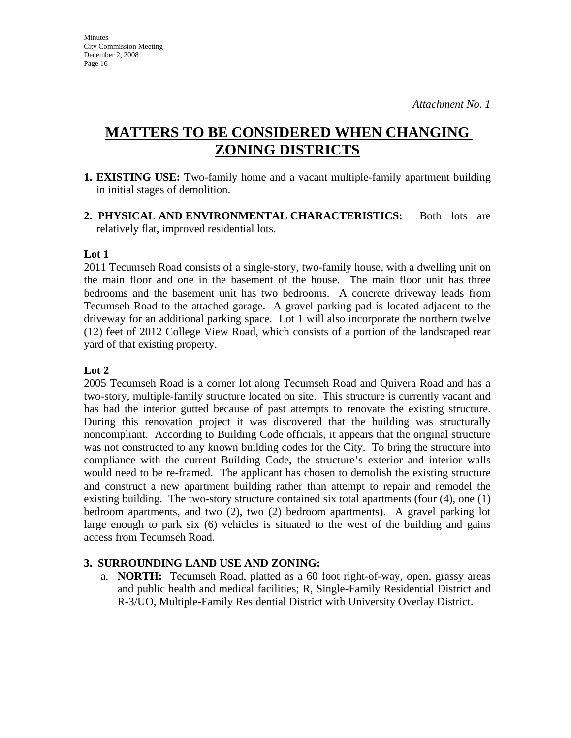*Attachment No. 1*

# MATTERS TO BE CONSIDERED WHEN CHANGING ZONING DISTRICTS

1. **EXISTING USE:** Two-family home and a vacant multiple-family apartment building in initial stages of demolition.

2. **PHYSICAL AND ENVIRONMENTAL CHARACTERISTICS:** Both lots are relatively flat, improved residential lots.

**Lot 1**

2011 Tecumseh Road consists of a single-story, two-family house, with a dwelling unit on the main floor and one in the basement of the house. The main floor unit has three bedrooms and the basement unit has two bedrooms. A concrete driveway leads from Tecumseh Road to the attached garage. A gravel parking pad is located adjacent to the driveway for an additional parking space. Lot 1 will also incorporate the northern twelve (12) feet of 2012 College View Road, which consists of a portion of the landscaped rear yard of that existing property.

**Lot 2**

2005 Tecumseh Road is a corner lot along Tecumseh Road and Quivera Road and has a two-story, multiple-family structure located on site. This structure is currently vacant and has had the interior gutted because of past attempts to renovate the existing structure. During this renovation project it was discovered that the building was structurally noncompliant. According to Building Code officials, it appears that the original structure was not constructed to any known building codes for the City. To bring the structure into compliance with the current Building Code, the structure's exterior and interior walls would need to be re-framed. The applicant has chosen to demolish the existing structure and construct a new apartment building rather than attempt to repair and remodel the existing building. The two-story structure contained six total apartments (four (4), one (1) bedroom apartments, and two (2), two (2) bedroom apartments). A gravel parking lot large enough to park six (6) vehicles is situated to the west of the building and gains access from Tecumseh Road.

3. **SURROUNDING LAND USE AND ZONING:**
   a. **NORTH:** Tecumseh Road, platted as a 60 foot right-of-way, open, grassy areas and public health and medical facilities; R, Single-Family Residential District and R-3/UO, Multiple-Family Residential District with University Overlay District.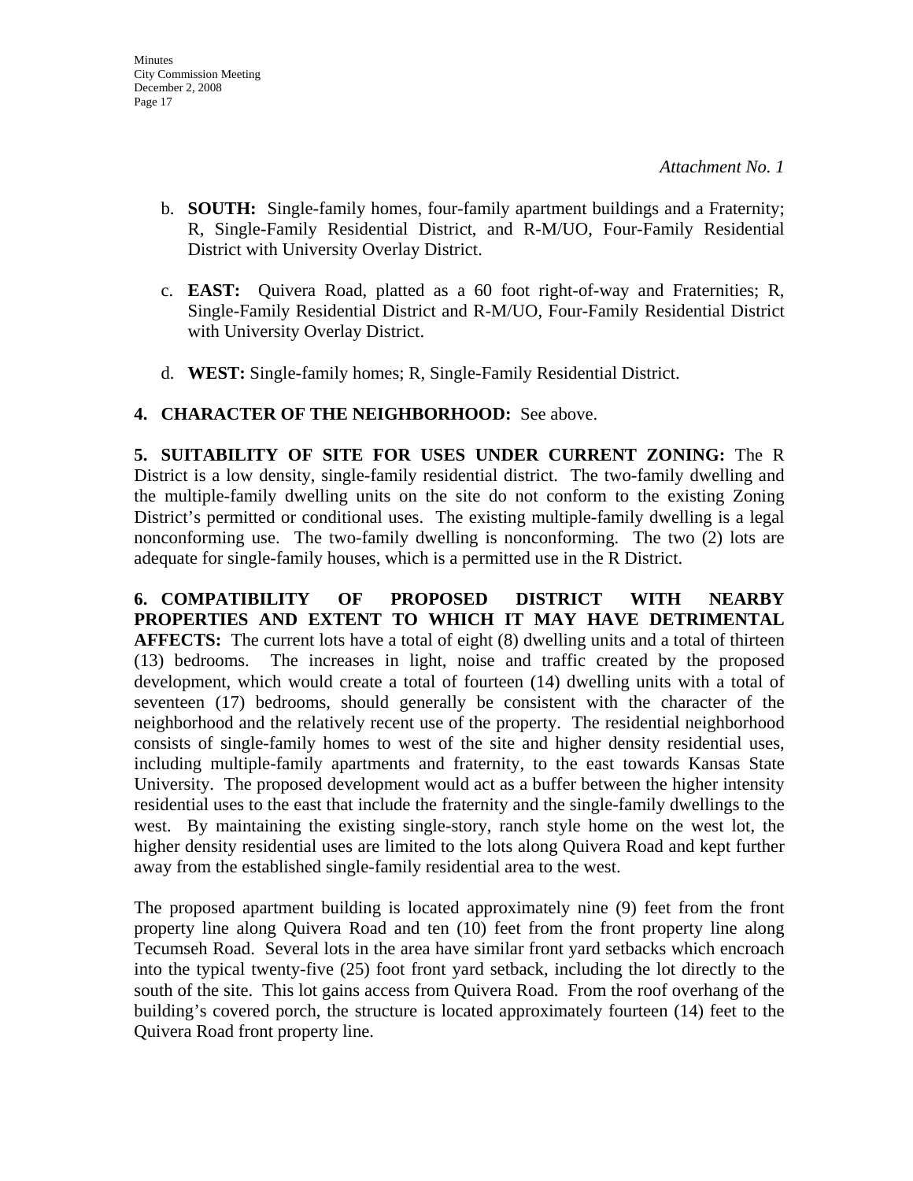*Attachment No. 1*

b. **SOUTH:** Single-family homes, four-family apartment buildings and a Fraternity; R, Single-Family Residential District, and R-M/UO, Four-Family Residential District with University Overlay District.

c. **EAST:** Quivera Road, platted as a 60 foot right-of-way and Fraternities; R, Single-Family Residential District and R-M/UO, Four-Family Residential District with University Overlay District.

d. **WEST:** Single-family homes; R, Single-Family Residential District.

**4. CHARACTER OF THE NEIGHBORHOOD:** See above.

**5. SUITABILITY OF SITE FOR USES UNDER CURRENT ZONING:** The R District is a low density, single-family residential district. The two-family dwelling and the multiple-family dwelling units on the site do not conform to the existing Zoning District's permitted or conditional uses. The existing multiple-family dwelling is a legal nonconforming use. The two-family dwelling is nonconforming. The two (2) lots are adequate for single-family houses, which is a permitted use in the R District.

**6. COMPATIBILITY OF PROPOSED DISTRICT WITH NEARBY PROPERTIES AND EXTENT TO WHICH IT MAY HAVE DETRIMENTAL AFFECTS:** The current lots have a total of eight (8) dwelling units and a total of thirteen (13) bedrooms. The increases in light, noise and traffic created by the proposed development, which would create a total of fourteen (14) dwelling units with a total of seventeen (17) bedrooms, should generally be consistent with the character of the neighborhood and the relatively recent use of the property. The residential neighborhood consists of single-family homes to west of the site and higher density residential uses, including multiple-family apartments and fraternity, to the east towards Kansas State University. The proposed development would act as a buffer between the higher intensity residential uses to the east that include the fraternity and the single-family dwellings to the west. By maintaining the existing single-story, ranch style home on the west lot, the higher density residential uses are limited to the lots along Quivera Road and kept further away from the established single-family residential area to the west.

The proposed apartment building is located approximately nine (9) feet from the front property line along Quivera Road and ten (10) feet from the front property line along Tecumseh Road. Several lots in the area have similar front yard setbacks which encroach into the typical twenty-five (25) foot front yard setback, including the lot directly to the south of the site. This lot gains access from Quivera Road. From the roof overhang of the building's covered porch, the structure is located approximately fourteen (14) feet to the Quivera Road front property line.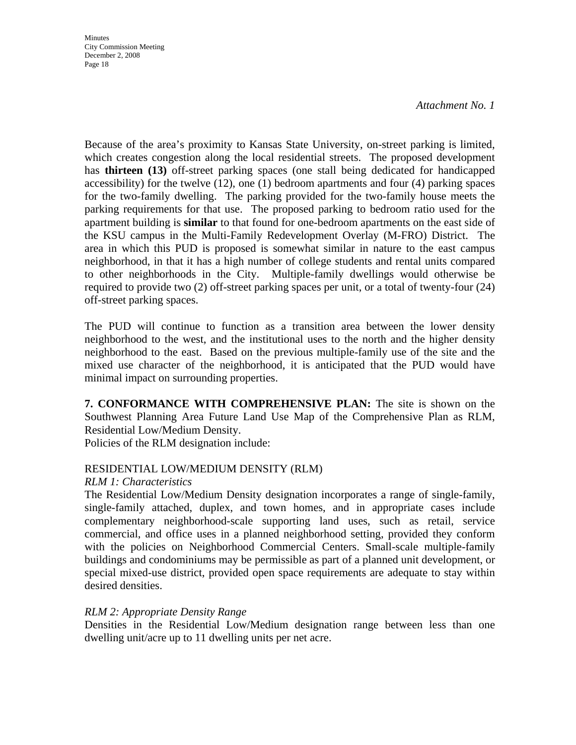*Attachment No. 1*

Because of the area's proximity to Kansas State University, on-street parking is limited, which creates congestion along the local residential streets. The proposed development has **thirteen (13)** off-street parking spaces (one stall being dedicated for handicapped accessibility) for the twelve (12), one (1) bedroom apartments and four (4) parking spaces for the two-family dwelling. The parking provided for the two-family house meets the parking requirements for that use. The proposed parking to bedroom ratio used for the apartment building is **similar** to that found for one-bedroom apartments on the east side of the KSU campus in the Multi-Family Redevelopment Overlay (M-FRO) District. The area in which this PUD is proposed is somewhat similar in nature to the east campus neighborhood, in that it has a high number of college students and rental units compared to other neighborhoods in the City. Multiple-family dwellings would otherwise be required to provide two (2) off-street parking spaces per unit, or a total of twenty-four (24) off-street parking spaces.

The PUD will continue to function as a transition area between the lower density neighborhood to the west, and the institutional uses to the north and the higher density neighborhood to the east. Based on the previous multiple-family use of the site and the mixed use character of the neighborhood, it is anticipated that the PUD would have minimal impact on surrounding properties.

**7. CONFORMANCE WITH COMPREHENSIVE PLAN:** The site is shown on the Southwest Planning Area Future Land Use Map of the Comprehensive Plan as RLM, Residential Low/Medium Density.
Policies of the RLM designation include:

RESIDENTIAL LOW/MEDIUM DENSITY (RLM)

*RLM 1: Characteristics*

The Residential Low/Medium Density designation incorporates a range of single-family, single-family attached, duplex, and town homes, and in appropriate cases include complementary neighborhood-scale supporting land uses, such as retail, service commercial, and office uses in a planned neighborhood setting, provided they conform with the policies on Neighborhood Commercial Centers. Small-scale multiple-family buildings and condominiums may be permissible as part of a planned unit development, or special mixed-use district, provided open space requirements are adequate to stay within desired densities.

*RLM 2: Appropriate Density Range*

Densities in the Residential Low/Medium designation range between less than one dwelling unit/acre up to 11 dwelling units per net acre.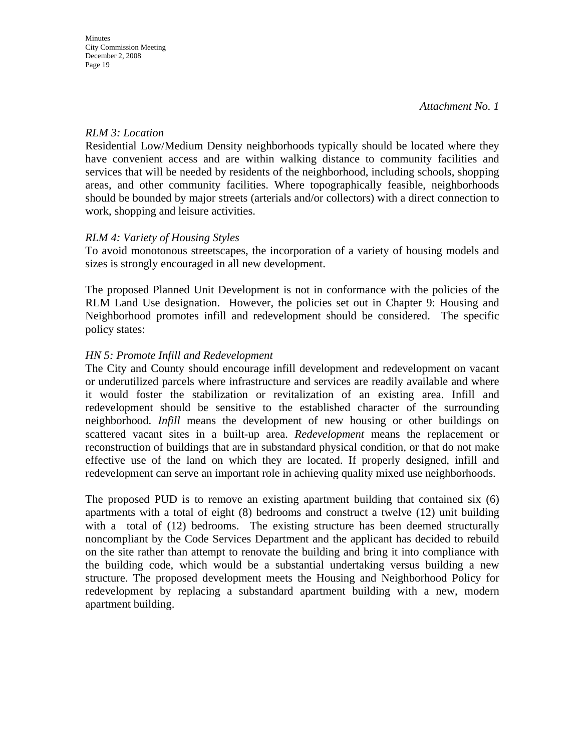*Attachment No. 1*

*RLM 3: Location*
Residential Low/Medium Density neighborhoods typically should be located where they have convenient access and are within walking distance to community facilities and services that will be needed by residents of the neighborhood, including schools, shopping areas, and other community facilities. Where topographically feasible, neighborhoods should be bounded by major streets (arterials and/or collectors) with a direct connection to work, shopping and leisure activities.

*RLM 4: Variety of Housing Styles*
To avoid monotonous streetscapes, the incorporation of a variety of housing models and sizes is strongly encouraged in all new development.

The proposed Planned Unit Development is not in conformance with the policies of the RLM Land Use designation. However, the policies set out in Chapter 9: Housing and Neighborhood promotes infill and redevelopment should be considered. The specific policy states:

*HN 5: Promote Infill and Redevelopment*
The City and County should encourage infill development and redevelopment on vacant or underutilized parcels where infrastructure and services are readily available and where it would foster the stabilization or revitalization of an existing area. Infill and redevelopment should be sensitive to the established character of the surrounding neighborhood. *Infill* means the development of new housing or other buildings on scattered vacant sites in a built-up area. *Redevelopment* means the replacement or reconstruction of buildings that are in substandard physical condition, or that do not make effective use of the land on which they are located. If properly designed, infill and redevelopment can serve an important role in achieving quality mixed use neighborhoods.

The proposed PUD is to remove an existing apartment building that contained six (6) apartments with a total of eight (8) bedrooms and construct a twelve (12) unit building with a total of (12) bedrooms. The existing structure has been deemed structurally noncompliant by the Code Services Department and the applicant has decided to rebuild on the site rather than attempt to renovate the building and bring it into compliance with the building code, which would be a substantial undertaking versus building a new structure. The proposed development meets the Housing and Neighborhood Policy for redevelopment by replacing a substandard apartment building with a new, modern apartment building.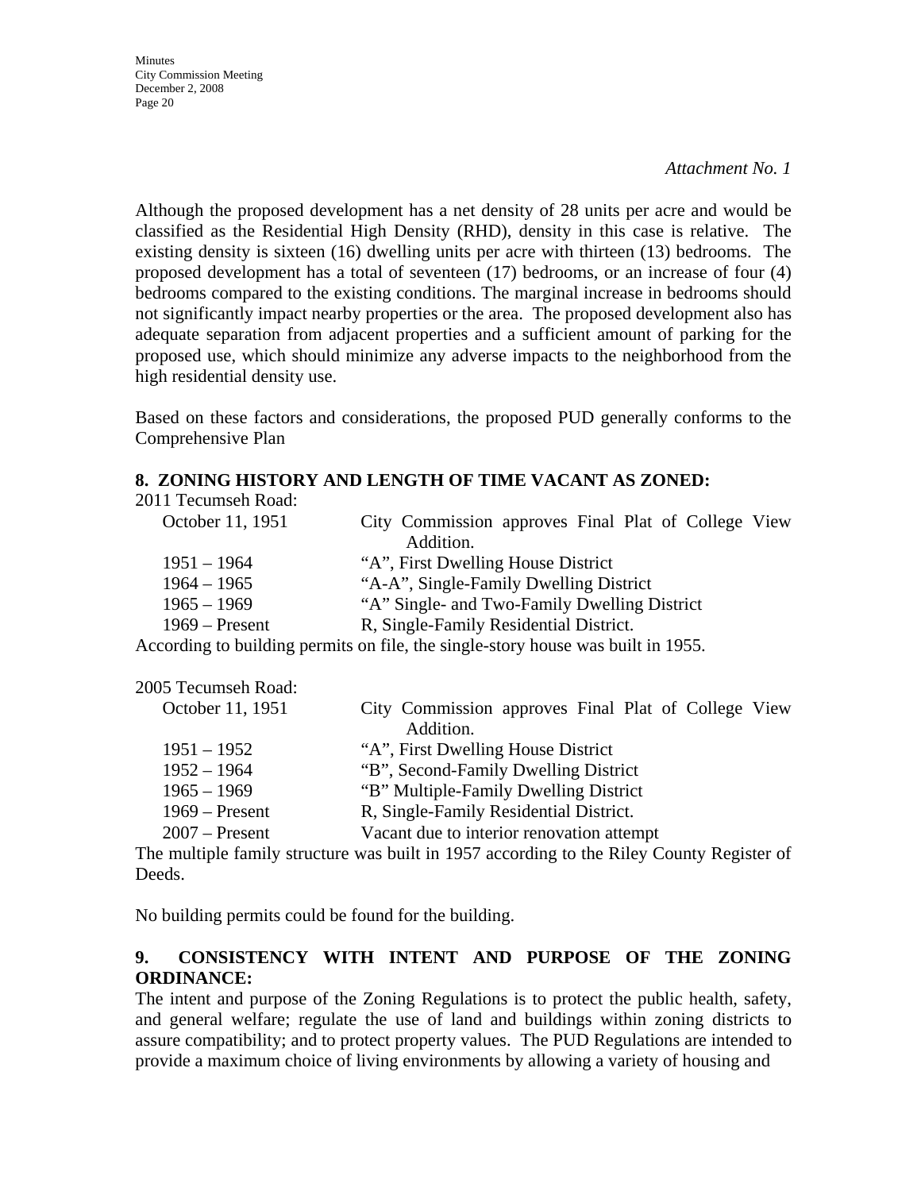*Attachment No. 1*

Although the proposed development has a net density of 28 units per acre and would be classified as the Residential High Density (RHD), density in this case is relative. The existing density is sixteen (16) dwelling units per acre with thirteen (13) bedrooms. The proposed development has a total of seventeen (17) bedrooms, or an increase of four (4) bedrooms compared to the existing conditions. The marginal increase in bedrooms should not significantly impact nearby properties or the area. The proposed development also has adequate separation from adjacent properties and a sufficient amount of parking for the proposed use, which should minimize any adverse impacts to the neighborhood from the high residential density use.

Based on these factors and considerations, the proposed PUD generally conforms to the Comprehensive Plan

**8. ZONING HISTORY AND LENGTH OF TIME VACANT AS ZONED:**

2011 Tecumseh Road:

| | |
|---|---|
| October 11, 1951 | City Commission approves Final Plat of College View Addition. |
| 1951 – 1964 | "A", First Dwelling House District |
| 1964 – 1965 | "A-A", Single-Family Dwelling District |
| 1965 – 1969 | "A" Single- and Two-Family Dwelling District |
| 1969 – Present | R, Single-Family Residential District. |

According to building permits on file, the single-story house was built in 1955.

2005 Tecumseh Road:

| | |
|---|---|
| October 11, 1951 | City Commission approves Final Plat of College View Addition. |
| 1951 – 1952 | "A", First Dwelling House District |
| 1952 – 1964 | "B", Second-Family Dwelling District |
| 1965 – 1969 | "B" Multiple-Family Dwelling District |
| 1969 – Present | R, Single-Family Residential District. |
| 2007 – Present | Vacant due to interior renovation attempt |

The multiple family structure was built in 1957 according to the Riley County Register of Deeds.

No building permits could be found for the building.

**9. CONSISTENCY WITH INTENT AND PURPOSE OF THE ZONING ORDINANCE:**

The intent and purpose of the Zoning Regulations is to protect the public health, safety, and general welfare; regulate the use of land and buildings within zoning districts to assure compatibility; and to protect property values. The PUD Regulations are intended to provide a maximum choice of living environments by allowing a variety of housing and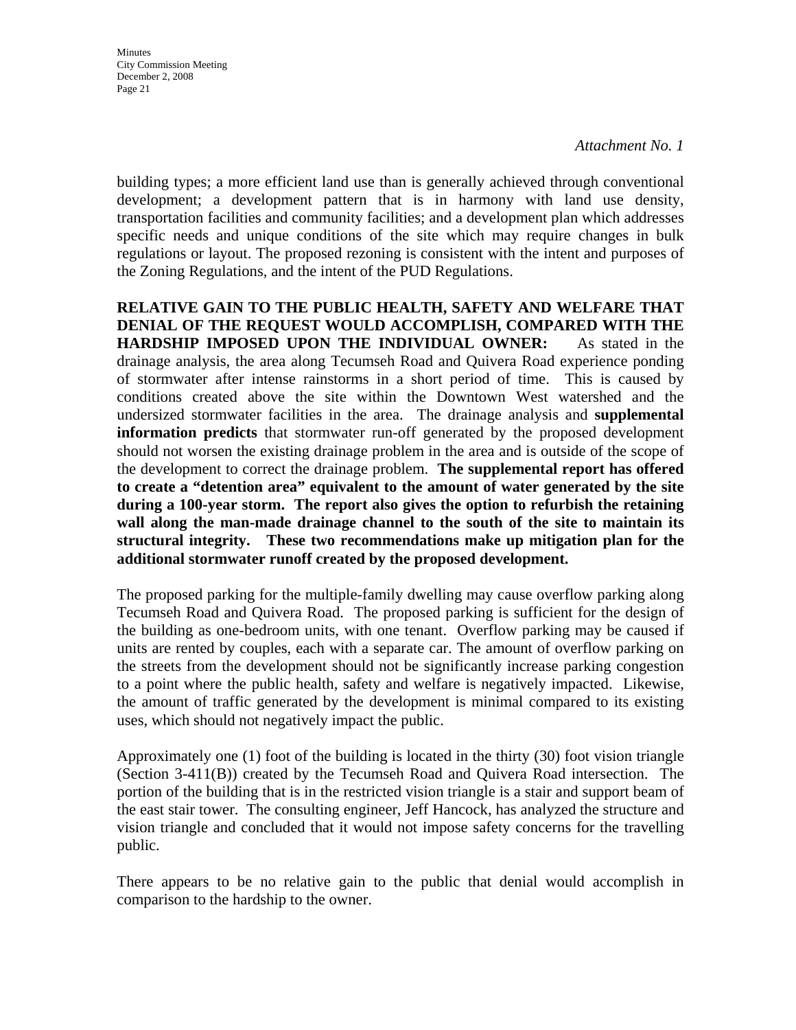*Attachment No. 1*

building types; a more efficient land use than is generally achieved through conventional development; a development pattern that is in harmony with land use density, transportation facilities and community facilities; and a development plan which addresses specific needs and unique conditions of the site which may require changes in bulk regulations or layout. The proposed rezoning is consistent with the intent and purposes of the Zoning Regulations, and the intent of the PUD Regulations.

**RELATIVE GAIN TO THE PUBLIC HEALTH, SAFETY AND WELFARE THAT DENIAL OF THE REQUEST WOULD ACCOMPLISH, COMPARED WITH THE HARDSHIP IMPOSED UPON THE INDIVIDUAL OWNER:** As stated in the drainage analysis, the area along Tecumseh Road and Quivera Road experience ponding of stormwater after intense rainstorms in a short period of time. This is caused by conditions created above the site within the Downtown West watershed and the undersized stormwater facilities in the area. The drainage analysis and **supplemental information predicts** that stormwater run-off generated by the proposed development should not worsen the existing drainage problem in the area and is outside of the scope of the development to correct the drainage problem. **The supplemental report has offered to create a "detention area" equivalent to the amount of water generated by the site during a 100-year storm. The report also gives the option to refurbish the retaining wall along the man-made drainage channel to the south of the site to maintain its structural integrity. These two recommendations make up mitigation plan for the additional stormwater runoff created by the proposed development.**

The proposed parking for the multiple-family dwelling may cause overflow parking along Tecumseh Road and Quivera Road. The proposed parking is sufficient for the design of the building as one-bedroom units, with one tenant. Overflow parking may be caused if units are rented by couples, each with a separate car. The amount of overflow parking on the streets from the development should not be significantly increase parking congestion to a point where the public health, safety and welfare is negatively impacted. Likewise, the amount of traffic generated by the development is minimal compared to its existing uses, which should not negatively impact the public.

Approximately one (1) foot of the building is located in the thirty (30) foot vision triangle (Section 3-411(B)) created by the Tecumseh Road and Quivera Road intersection. The portion of the building that is in the restricted vision triangle is a stair and support beam of the east stair tower. The consulting engineer, Jeff Hancock, has analyzed the structure and vision triangle and concluded that it would not impose safety concerns for the travelling public.

There appears to be no relative gain to the public that denial would accomplish in comparison to the hardship to the owner.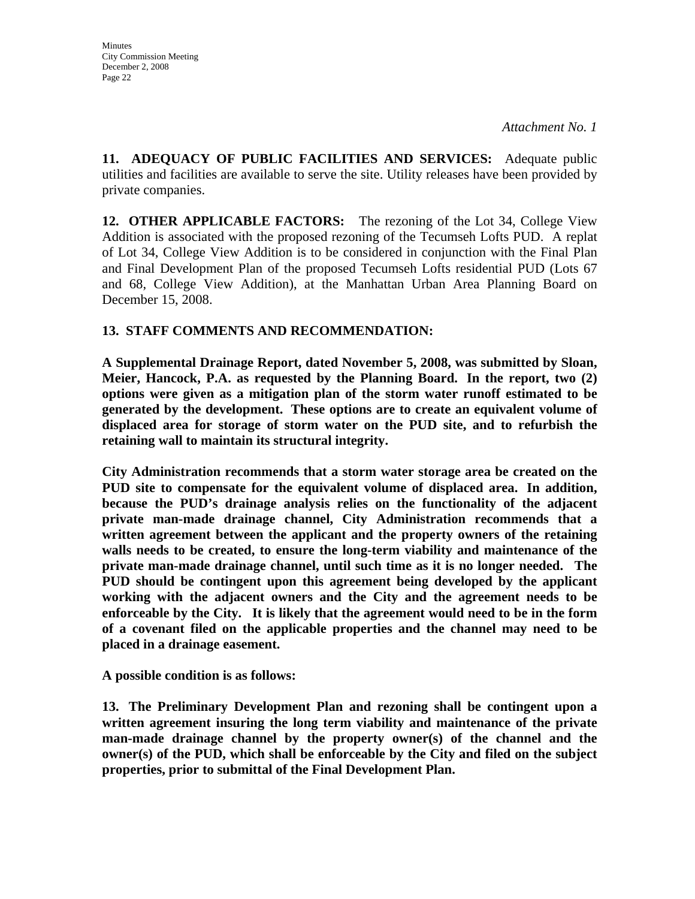*Attachment No. 1*

**11. ADEQUACY OF PUBLIC FACILITIES AND SERVICES:** Adequate public utilities and facilities are available to serve the site. Utility releases have been provided by private companies.

**12. OTHER APPLICABLE FACTORS:** The rezoning of the Lot 34, College View Addition is associated with the proposed rezoning of the Tecumseh Lofts PUD. A replat of Lot 34, College View Addition is to be considered in conjunction with the Final Plan and Final Development Plan of the proposed Tecumseh Lofts residential PUD (Lots 67 and 68, College View Addition), at the Manhattan Urban Area Planning Board on December 15, 2008.

**13. STAFF COMMENTS AND RECOMMENDATION:**

**A Supplemental Drainage Report, dated November 5, 2008, was submitted by Sloan, Meier, Hancock, P.A. as requested by the Planning Board. In the report, two (2) options were given as a mitigation plan of the storm water runoff estimated to be generated by the development. These options are to create an equivalent volume of displaced area for storage of storm water on the PUD site, and to refurbish the retaining wall to maintain its structural integrity.**

**City Administration recommends that a storm water storage area be created on the PUD site to compensate for the equivalent volume of displaced area. In addition, because the PUD's drainage analysis relies on the functionality of the adjacent private man-made drainage channel, City Administration recommends that a written agreement between the applicant and the property owners of the retaining walls needs to be created, to ensure the long-term viability and maintenance of the private man-made drainage channel, until such time as it is no longer needed. The PUD should be contingent upon this agreement being developed by the applicant working with the adjacent owners and the City and the agreement needs to be enforceable by the City. It is likely that the agreement would need to be in the form of a covenant filed on the applicable properties and the channel may need to be placed in a drainage easement.**

**A possible condition is as follows:**

**13. The Preliminary Development Plan and rezoning shall be contingent upon a written agreement insuring the long term viability and maintenance of the private man-made drainage channel by the property owner(s) of the channel and the owner(s) of the PUD, which shall be enforceable by the City and filed on the subject properties, prior to submittal of the Final Development Plan.**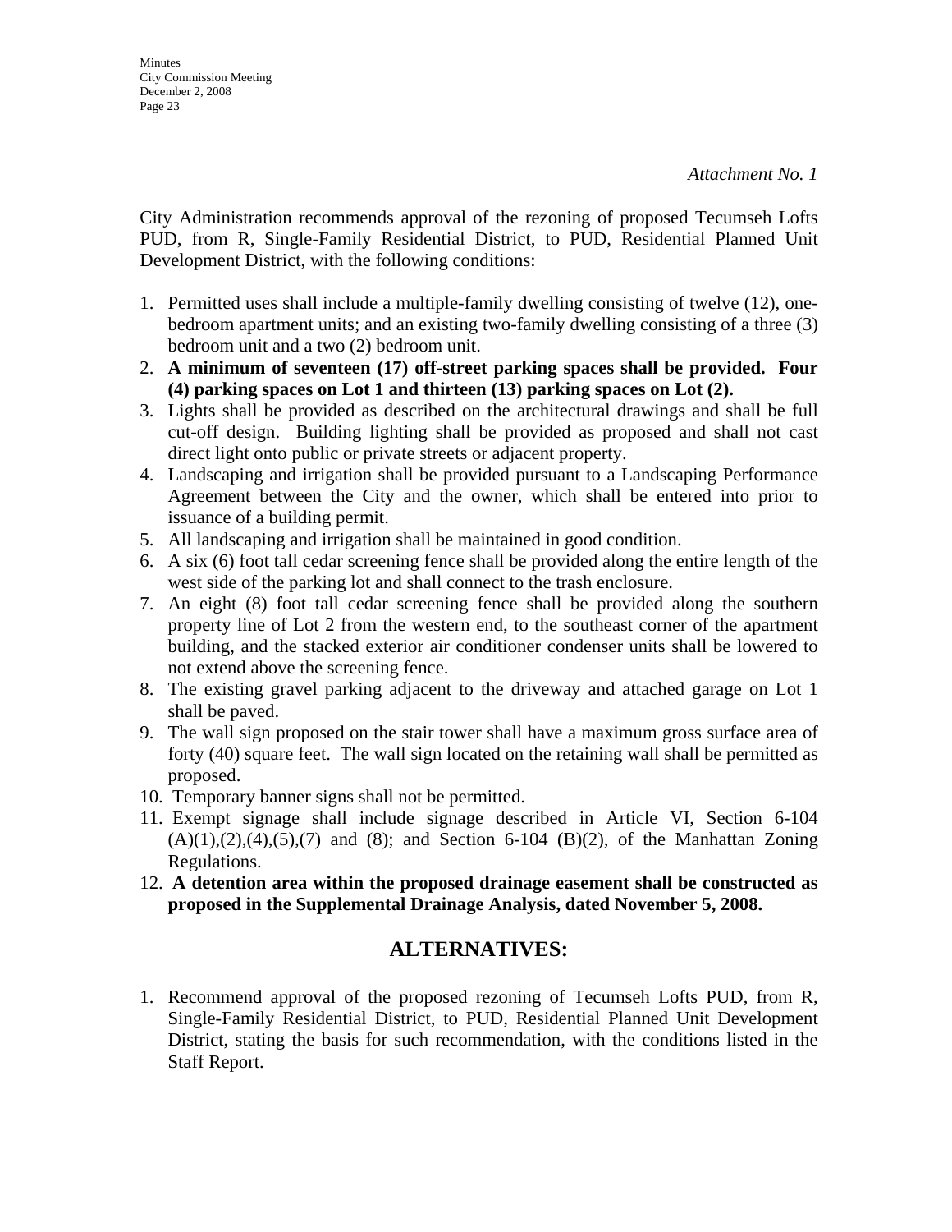*Attachment No. 1*

City Administration recommends approval of the rezoning of proposed Tecumseh Lofts PUD, from R, Single-Family Residential District, to PUD, Residential Planned Unit Development District, with the following conditions:

1. Permitted uses shall include a multiple-family dwelling consisting of twelve (12), one-bedroom apartment units; and an existing two-family dwelling consisting of a three (3) bedroom unit and a two (2) bedroom unit.
2. **A minimum of seventeen (17) off-street parking spaces shall be provided. Four (4) parking spaces on Lot 1 and thirteen (13) parking spaces on Lot (2).**
3. Lights shall be provided as described on the architectural drawings and shall be full cut-off design. Building lighting shall be provided as proposed and shall not cast direct light onto public or private streets or adjacent property.
4. Landscaping and irrigation shall be provided pursuant to a Landscaping Performance Agreement between the City and the owner, which shall be entered into prior to issuance of a building permit.
5. All landscaping and irrigation shall be maintained in good condition.
6. A six (6) foot tall cedar screening fence shall be provided along the entire length of the west side of the parking lot and shall connect to the trash enclosure.
7. An eight (8) foot tall cedar screening fence shall be provided along the southern property line of Lot 2 from the western end, to the southeast corner of the apartment building, and the stacked exterior air conditioner condenser units shall be lowered to not extend above the screening fence.
8. The existing gravel parking adjacent to the driveway and attached garage on Lot 1 shall be paved.
9. The wall sign proposed on the stair tower shall have a maximum gross surface area of forty (40) square feet. The wall sign located on the retaining wall shall be permitted as proposed.
10. Temporary banner signs shall not be permitted.
11. Exempt signage shall include signage described in Article VI, Section 6-104 (A)(1),(2),(4),(5),(7) and (8); and Section 6-104 (B)(2), of the Manhattan Zoning Regulations.
12. **A detention area within the proposed drainage easement shall be constructed as proposed in the Supplemental Drainage Analysis, dated November 5, 2008.**

## ALTERNATIVES:

1. Recommend approval of the proposed rezoning of Tecumseh Lofts PUD, from R, Single-Family Residential District, to PUD, Residential Planned Unit Development District, stating the basis for such recommendation, with the conditions listed in the Staff Report.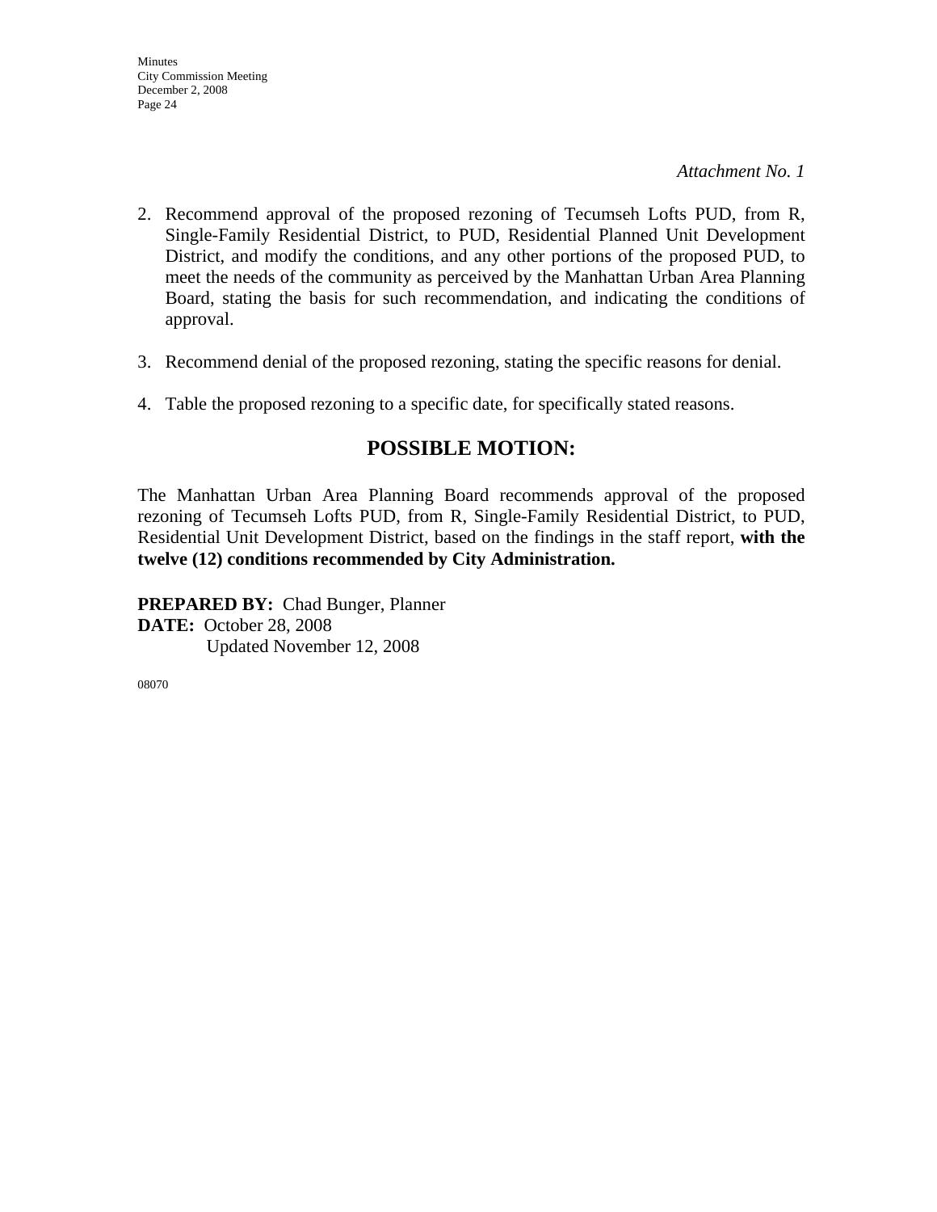*Attachment No. 1*

2. Recommend approval of the proposed rezoning of Tecumseh Lofts PUD, from R, Single-Family Residential District, to PUD, Residential Planned Unit Development District, and modify the conditions, and any other portions of the proposed PUD, to meet the needs of the community as perceived by the Manhattan Urban Area Planning Board, stating the basis for such recommendation, and indicating the conditions of approval.

3. Recommend denial of the proposed rezoning, stating the specific reasons for denial.

4. Table the proposed rezoning to a specific date, for specifically stated reasons.

## POSSIBLE MOTION:

The Manhattan Urban Area Planning Board recommends approval of the proposed rezoning of Tecumseh Lofts PUD, from R, Single-Family Residential District, to PUD, Residential Unit Development District, based on the findings in the staff report, **with the twelve (12) conditions recommended by City Administration.**

**PREPARED BY:** Chad Bunger, Planner
**DATE:** October 28, 2008
Updated November 12, 2008

08070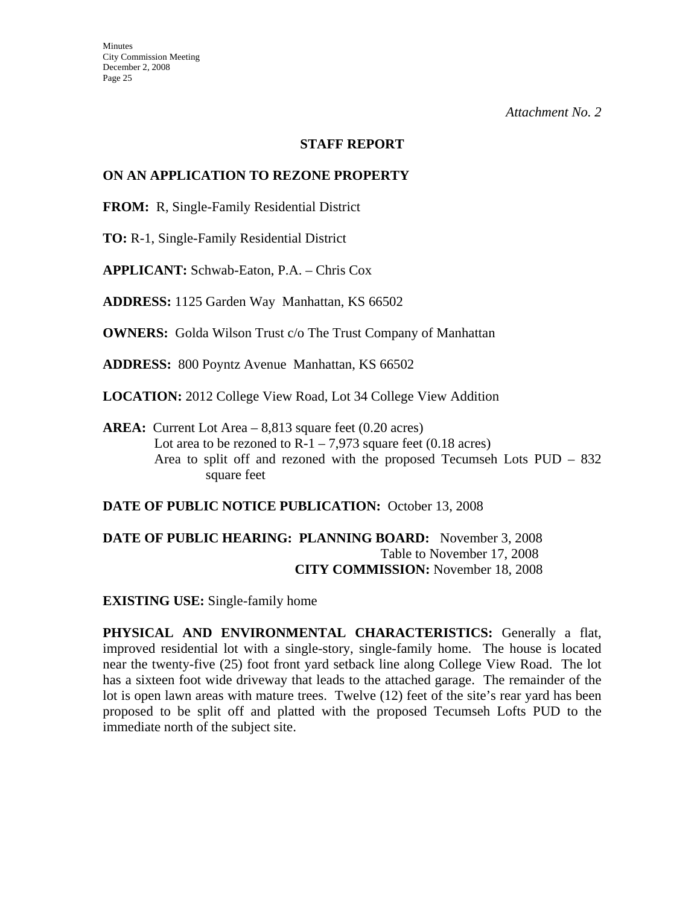*Attachment No. 2*

**STAFF REPORT**

**ON AN APPLICATION TO REZONE PROPERTY**

**FROM:** R, Single-Family Residential District

**TO:** R-1, Single-Family Residential District

**APPLICANT:** Schwab-Eaton, P.A. – Chris Cox

**ADDRESS:** 1125 Garden Way Manhattan, KS 66502

**OWNERS:** Golda Wilson Trust c/o The Trust Company of Manhattan

**ADDRESS:** 800 Poyntz Avenue Manhattan, KS 66502

**LOCATION:** 2012 College View Road, Lot 34 College View Addition

**AREA:** Current Lot Area – 8,813 square feet (0.20 acres)
Lot area to be rezoned to R-1 – 7,973 square feet (0.18 acres)
Area to split off and rezoned with the proposed Tecumseh Lots PUD – 832 square feet

**DATE OF PUBLIC NOTICE PUBLICATION:** October 13, 2008

**DATE OF PUBLIC HEARING: PLANNING BOARD:** November 3, 2008
Table to November 17, 2008
**CITY COMMISSION:** November 18, 2008

**EXISTING USE:** Single-family home

**PHYSICAL AND ENVIRONMENTAL CHARACTERISTICS:** Generally a flat, improved residential lot with a single-story, single-family home. The house is located near the twenty-five (25) foot front yard setback line along College View Road. The lot has a sixteen foot wide driveway that leads to the attached garage. The remainder of the lot is open lawn areas with mature trees. Twelve (12) feet of the site's rear yard has been proposed to be split off and platted with the proposed Tecumseh Lofts PUD to the immediate north of the subject site.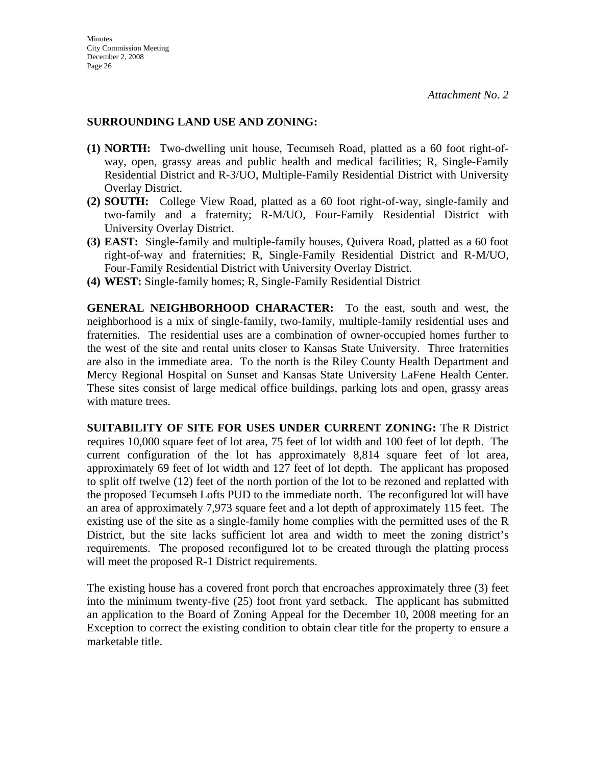*Attachment No. 2*

**SURROUNDING LAND USE AND ZONING:**

**(1) NORTH:** Two-dwelling unit house, Tecumseh Road, platted as a 60 foot right-of-way, open, grassy areas and public health and medical facilities; R, Single-Family Residential District and R-3/UO, Multiple-Family Residential District with University Overlay District.

**(2) SOUTH:** College View Road, platted as a 60 foot right-of-way, single-family and two-family and a fraternity; R-M/UO, Four-Family Residential District with University Overlay District.

**(3) EAST:** Single-family and multiple-family houses, Quivera Road, platted as a 60 foot right-of-way and fraternities; R, Single-Family Residential District and R-M/UO, Four-Family Residential District with University Overlay District.

**(4) WEST:** Single-family homes; R, Single-Family Residential District

**GENERAL NEIGHBORHOOD CHARACTER:** To the east, south and west, the neighborhood is a mix of single-family, two-family, multiple-family residential uses and fraternities. The residential uses are a combination of owner-occupied homes further to the west of the site and rental units closer to Kansas State University. Three fraternities are also in the immediate area. To the north is the Riley County Health Department and Mercy Regional Hospital on Sunset and Kansas State University LaFene Health Center. These sites consist of large medical office buildings, parking lots and open, grassy areas with mature trees.

**SUITABILITY OF SITE FOR USES UNDER CURRENT ZONING:** The R District requires 10,000 square feet of lot area, 75 feet of lot width and 100 feet of lot depth. The current configuration of the lot has approximately 8,814 square feet of lot area, approximately 69 feet of lot width and 127 feet of lot depth. The applicant has proposed to split off twelve (12) feet of the north portion of the lot to be rezoned and replatted with the proposed Tecumseh Lofts PUD to the immediate north. The reconfigured lot will have an area of approximately 7,973 square feet and a lot depth of approximately 115 feet. The existing use of the site as a single-family home complies with the permitted uses of the R District, but the site lacks sufficient lot area and width to meet the zoning district's requirements. The proposed reconfigured lot to be created through the platting process will meet the proposed R-1 District requirements.

The existing house has a covered front porch that encroaches approximately three (3) feet into the minimum twenty-five (25) foot front yard setback. The applicant has submitted an application to the Board of Zoning Appeal for the December 10, 2008 meeting for an Exception to correct the existing condition to obtain clear title for the property to ensure a marketable title.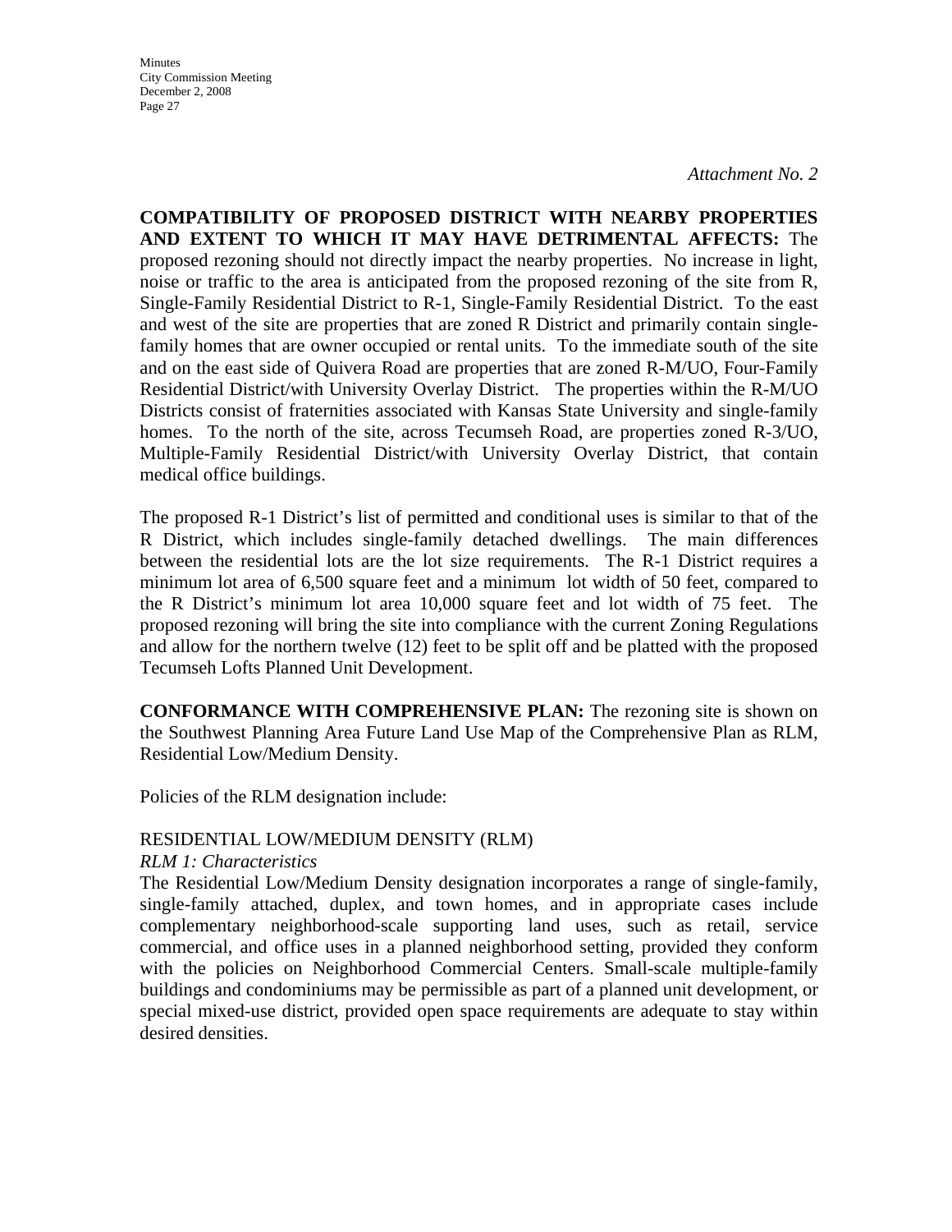*Attachment No. 2*

**COMPATIBILITY OF PROPOSED DISTRICT WITH NEARBY PROPERTIES AND EXTENT TO WHICH IT MAY HAVE DETRIMENTAL AFFECTS:** The proposed rezoning should not directly impact the nearby properties. No increase in light, noise or traffic to the area is anticipated from the proposed rezoning of the site from R, Single-Family Residential District to R-1, Single-Family Residential District. To the east and west of the site are properties that are zoned R District and primarily contain single-family homes that are owner occupied or rental units. To the immediate south of the site and on the east side of Quivera Road are properties that are zoned R-M/UO, Four-Family Residential District/with University Overlay District. The properties within the R-M/UO Districts consist of fraternities associated with Kansas State University and single-family homes. To the north of the site, across Tecumseh Road, are properties zoned R-3/UO, Multiple-Family Residential District/with University Overlay District, that contain medical office buildings.

The proposed R-1 District's list of permitted and conditional uses is similar to that of the R District, which includes single-family detached dwellings. The main differences between the residential lots are the lot size requirements. The R-1 District requires a minimum lot area of 6,500 square feet and a minimum lot width of 50 feet, compared to the R District's minimum lot area 10,000 square feet and lot width of 75 feet. The proposed rezoning will bring the site into compliance with the current Zoning Regulations and allow for the northern twelve (12) feet to be split off and be platted with the proposed Tecumseh Lofts Planned Unit Development.

**CONFORMANCE WITH COMPREHENSIVE PLAN:** The rezoning site is shown on the Southwest Planning Area Future Land Use Map of the Comprehensive Plan as RLM, Residential Low/Medium Density.

Policies of the RLM designation include:

RESIDENTIAL LOW/MEDIUM DENSITY (RLM)

*RLM 1: Characteristics*

The Residential Low/Medium Density designation incorporates a range of single-family, single-family attached, duplex, and town homes, and in appropriate cases include complementary neighborhood-scale supporting land uses, such as retail, service commercial, and office uses in a planned neighborhood setting, provided they conform with the policies on Neighborhood Commercial Centers. Small-scale multiple-family buildings and condominiums may be permissible as part of a planned unit development, or special mixed-use district, provided open space requirements are adequate to stay within desired densities.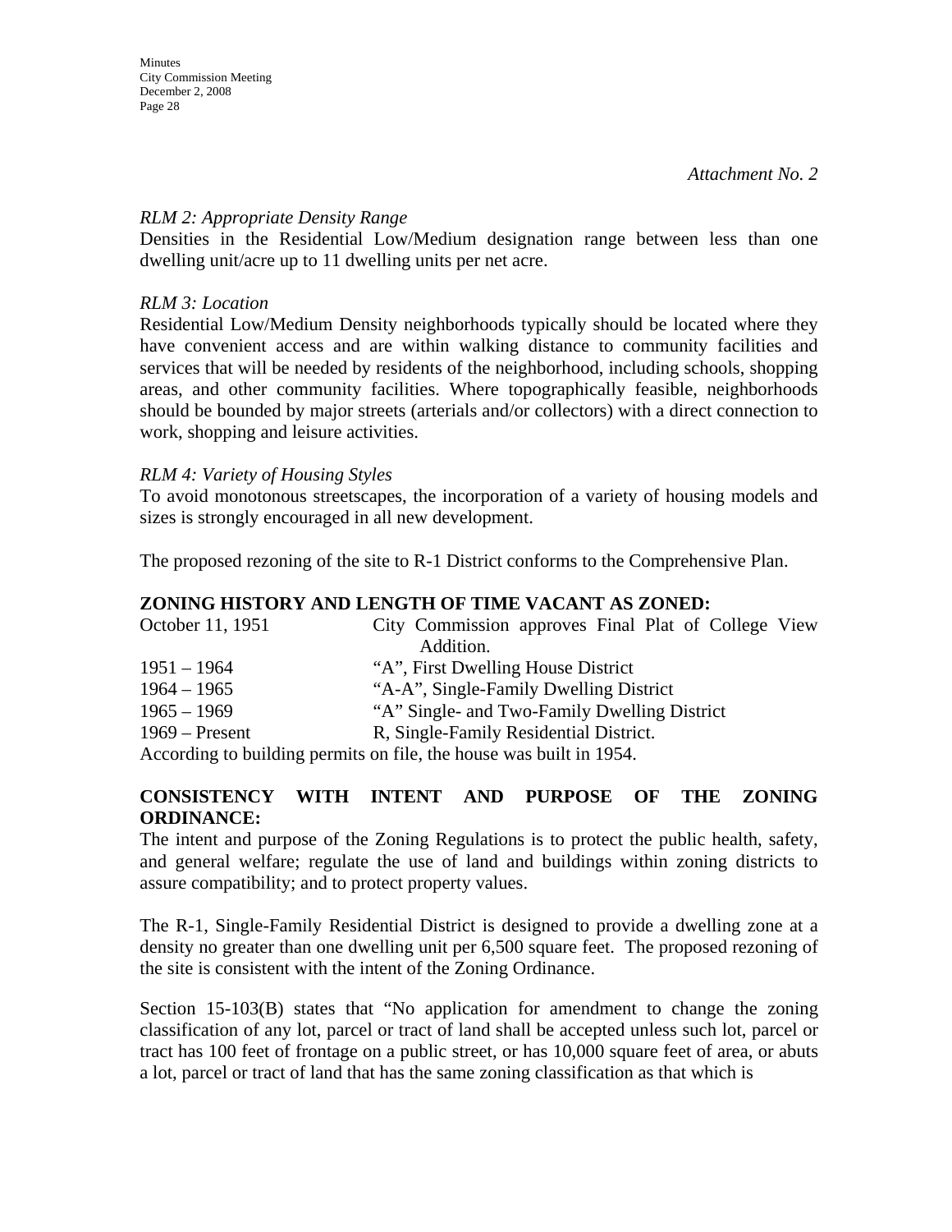*Attachment No. 2*

*RLM 2: Appropriate Density Range*

Densities in the Residential Low/Medium designation range between less than one dwelling unit/acre up to 11 dwelling units per net acre.

*RLM 3: Location*

Residential Low/Medium Density neighborhoods typically should be located where they have convenient access and are within walking distance to community facilities and services that will be needed by residents of the neighborhood, including schools, shopping areas, and other community facilities. Where topographically feasible, neighborhoods should be bounded by major streets (arterials and/or collectors) with a direct connection to work, shopping and leisure activities.

*RLM 4: Variety of Housing Styles*

To avoid monotonous streetscapes, the incorporation of a variety of housing models and sizes is strongly encouraged in all new development.

The proposed rezoning of the site to R-1 District conforms to the Comprehensive Plan.

**ZONING HISTORY AND LENGTH OF TIME VACANT AS ZONED:**

| | |
|---|---|
| October 11, 1951 | City Commission approves Final Plat of College View Addition. |
| 1951 – 1964 | "A", First Dwelling House District |
| 1964 – 1965 | "A-A", Single-Family Dwelling District |
| 1965 – 1969 | "A" Single- and Two-Family Dwelling District |
| 1969 – Present | R, Single-Family Residential District. |

According to building permits on file, the house was built in 1954.

**CONSISTENCY WITH INTENT AND PURPOSE OF THE ZONING ORDINANCE:**

The intent and purpose of the Zoning Regulations is to protect the public health, safety, and general welfare; regulate the use of land and buildings within zoning districts to assure compatibility; and to protect property values.

The R-1, Single-Family Residential District is designed to provide a dwelling zone at a density no greater than one dwelling unit per 6,500 square feet. The proposed rezoning of the site is consistent with the intent of the Zoning Ordinance.

Section 15-103(B) states that "No application for amendment to change the zoning classification of any lot, parcel or tract of land shall be accepted unless such lot, parcel or tract has 100 feet of frontage on a public street, or has 10,000 square feet of area, or abuts a lot, parcel or tract of land that has the same zoning classification as that which is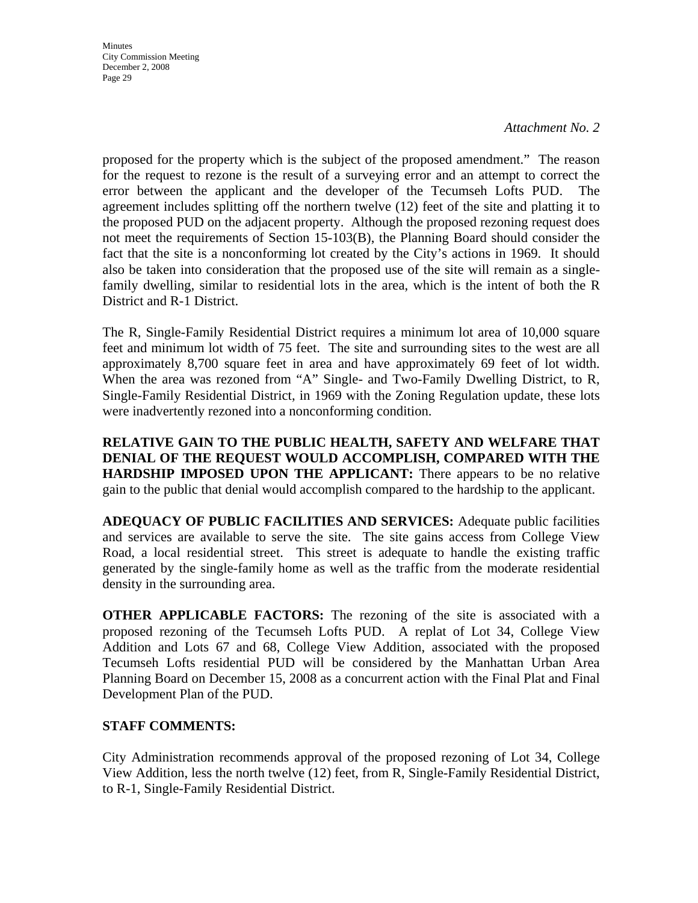*Attachment No. 2*

proposed for the property which is the subject of the proposed amendment." The reason for the request to rezone is the result of a surveying error and an attempt to correct the error between the applicant and the developer of the Tecumseh Lofts PUD. The agreement includes splitting off the northern twelve (12) feet of the site and platting it to the proposed PUD on the adjacent property. Although the proposed rezoning request does not meet the requirements of Section 15-103(B), the Planning Board should consider the fact that the site is a nonconforming lot created by the City's actions in 1969. It should also be taken into consideration that the proposed use of the site will remain as a single-family dwelling, similar to residential lots in the area, which is the intent of both the R District and R-1 District.

The R, Single-Family Residential District requires a minimum lot area of 10,000 square feet and minimum lot width of 75 feet. The site and surrounding sites to the west are all approximately 8,700 square feet in area and have approximately 69 feet of lot width. When the area was rezoned from "A" Single- and Two-Family Dwelling District, to R, Single-Family Residential District, in 1969 with the Zoning Regulation update, these lots were inadvertently rezoned into a nonconforming condition.

**RELATIVE GAIN TO THE PUBLIC HEALTH, SAFETY AND WELFARE THAT DENIAL OF THE REQUEST WOULD ACCOMPLISH, COMPARED WITH THE HARDSHIP IMPOSED UPON THE APPLICANT:** There appears to be no relative gain to the public that denial would accomplish compared to the hardship to the applicant.

**ADEQUACY OF PUBLIC FACILITIES AND SERVICES:** Adequate public facilities and services are available to serve the site. The site gains access from College View Road, a local residential street. This street is adequate to handle the existing traffic generated by the single-family home as well as the traffic from the moderate residential density in the surrounding area.

**OTHER APPLICABLE FACTORS:** The rezoning of the site is associated with a proposed rezoning of the Tecumseh Lofts PUD. A replat of Lot 34, College View Addition and Lots 67 and 68, College View Addition, associated with the proposed Tecumseh Lofts residential PUD will be considered by the Manhattan Urban Area Planning Board on December 15, 2008 as a concurrent action with the Final Plat and Final Development Plan of the PUD.

**STAFF COMMENTS:**

City Administration recommends approval of the proposed rezoning of Lot 34, College View Addition, less the north twelve (12) feet, from R, Single-Family Residential District, to R-1, Single-Family Residential District.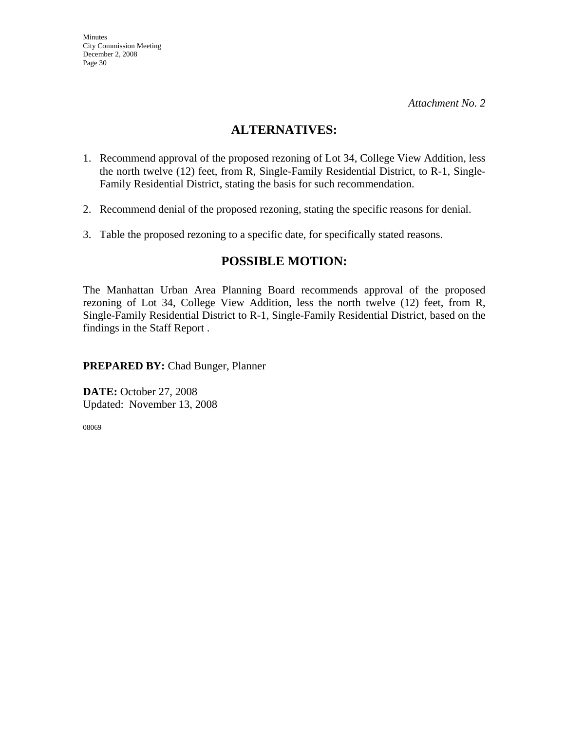*Attachment No. 2*

## ALTERNATIVES:

1. Recommend approval of the proposed rezoning of Lot 34, College View Addition, less the north twelve (12) feet, from R, Single-Family Residential District, to R-1, Single-Family Residential District, stating the basis for such recommendation.

2. Recommend denial of the proposed rezoning, stating the specific reasons for denial.

3. Table the proposed rezoning to a specific date, for specifically stated reasons.

## POSSIBLE MOTION:

The Manhattan Urban Area Planning Board recommends approval of the proposed rezoning of Lot 34, College View Addition, less the north twelve (12) feet, from R, Single-Family Residential District to R-1, Single-Family Residential District, based on the findings in the Staff Report .

**PREPARED BY:** Chad Bunger, Planner

**DATE:** October 27, 2008
Updated: November 13, 2008

08069